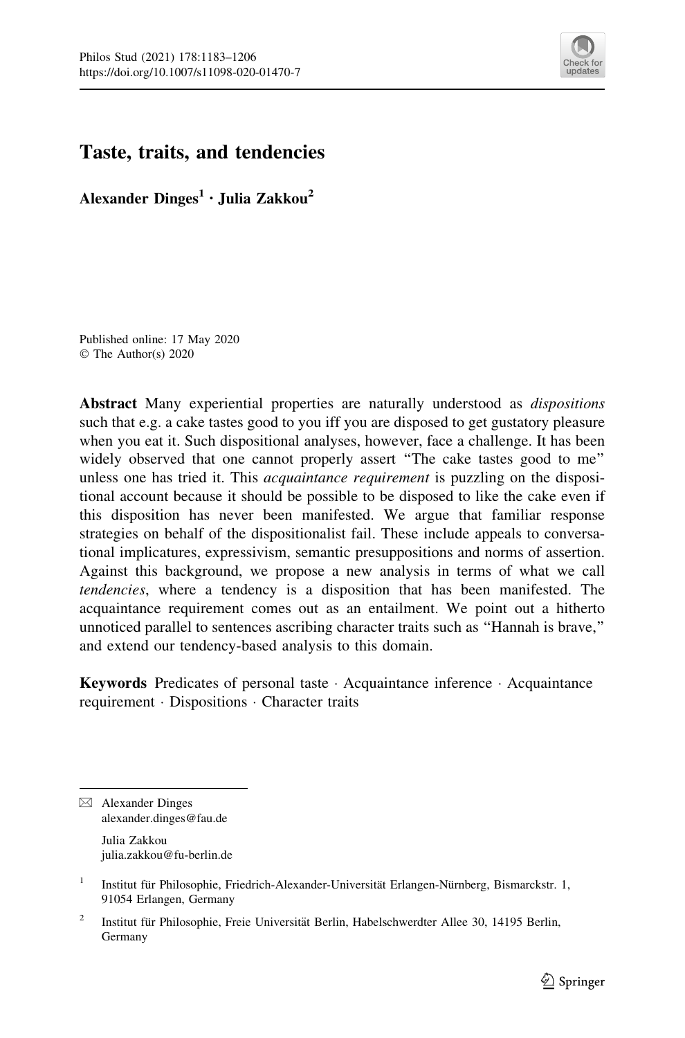# Taste, traits, and tendencies

**Alexander Dinges**[1] **· Julia Zakkou**[2]

Published online: 17 May 2020
© The Author(s) 2020

**Abstract** Many experiential properties are naturally understood as *dispositions* such that e.g. a cake tastes good to you iff you are disposed to get gustatory pleasure when you eat it. Such dispositional analyses, however, face a challenge. It has been widely observed that one cannot properly assert "The cake tastes good to me" unless one has tried it. This *acquaintance requirement* is puzzling on the dispositional account because it should be possible to be disposed to like the cake even if this disposition has never been manifested. We argue that familiar response strategies on behalf of the dispositionalist fail. These include appeals to conversational implicatures, expressivism, semantic presuppositions and norms of assertion. Against this background, we propose a new analysis in terms of what we call *tendencies*, where a tendency is a disposition that has been manifested. The acquaintance requirement comes out as an entailment. We point out a hitherto unnoticed parallel to sentences ascribing character traits such as "Hannah is brave," and extend our tendency-based analysis to this domain.

**Keywords** Predicates of personal taste · Acquaintance inference · Acquaintance requirement · Dispositions · Character traits

---

✉ Alexander Dinges
alexander.dinges@fau.de

Julia Zakkou
julia.zakkou@fu-berlin.de

[1] Institut für Philosophie, Friedrich-Alexander-Universität Erlangen-Nürnberg, Bismarckstr. 1, 91054 Erlangen, Germany

[2] Institut für Philosophie, Freie Universität Berlin, Habelschwerdter Allee 30, 14195 Berlin, Germany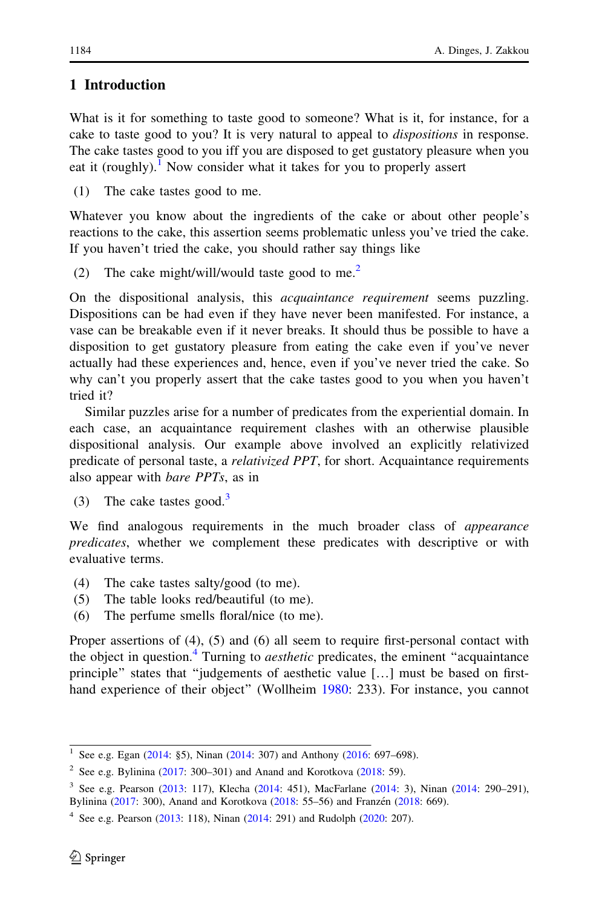## 1 Introduction

What is it for something to taste good to someone? What is it, for instance, for a cake to taste good to you? It is very natural to appeal to *dispositions* in response. The cake tastes good to you iff you are disposed to get gustatory pleasure when you eat it (roughly).[1] Now consider what it takes for you to properly assert

(1) The cake tastes good to me.

Whatever you know about the ingredients of the cake or about other people's reactions to the cake, this assertion seems problematic unless you've tried the cake. If you haven't tried the cake, you should rather say things like

(2) The cake might/will/would taste good to me.[2]

On the dispositional analysis, this *acquaintance requirement* seems puzzling. Dispositions can be had even if they have never been manifested. For instance, a vase can be breakable even if it never breaks. It should thus be possible to have a disposition to get gustatory pleasure from eating the cake even if you've never actually had these experiences and, hence, even if you've never tried the cake. So why can't you properly assert that the cake tastes good to you when you haven't tried it?

Similar puzzles arise for a number of predicates from the experiential domain. In each case, an acquaintance requirement clashes with an otherwise plausible dispositional analysis. Our example above involved an explicitly relativized predicate of personal taste, a *relativized PPT*, for short. Acquaintance requirements also appear with *bare PPTs*, as in

(3) The cake tastes good.[3]

We find analogous requirements in the much broader class of *appearance predicates*, whether we complement these predicates with descriptive or with evaluative terms.

(4) The cake tastes salty/good (to me).
(5) The table looks red/beautiful (to me).
(6) The perfume smells floral/nice (to me).

Proper assertions of (4), (5) and (6) all seem to require first-personal contact with the object in question.[4] Turning to *aesthetic* predicates, the eminent "acquaintance principle" states that "judgements of aesthetic value […] must be based on first-hand experience of their object" (Wollheim 1980: 233). For instance, you cannot

---

[1] See e.g. Egan (2014: §5), Ninan (2014: 307) and Anthony (2016: 697–698).

[2] See e.g. Bylinina (2017: 300–301) and Anand and Korotkova (2018: 59).

[3] See e.g. Pearson (2013: 117), Klecha (2014: 451), MacFarlane (2014: 3), Ninan (2014: 290–291), Bylinina (2017: 300), Anand and Korotkova (2018: 55–56) and Franzén (2018: 669).

[4] See e.g. Pearson (2013: 118), Ninan (2014: 291) and Rudolph (2020: 207).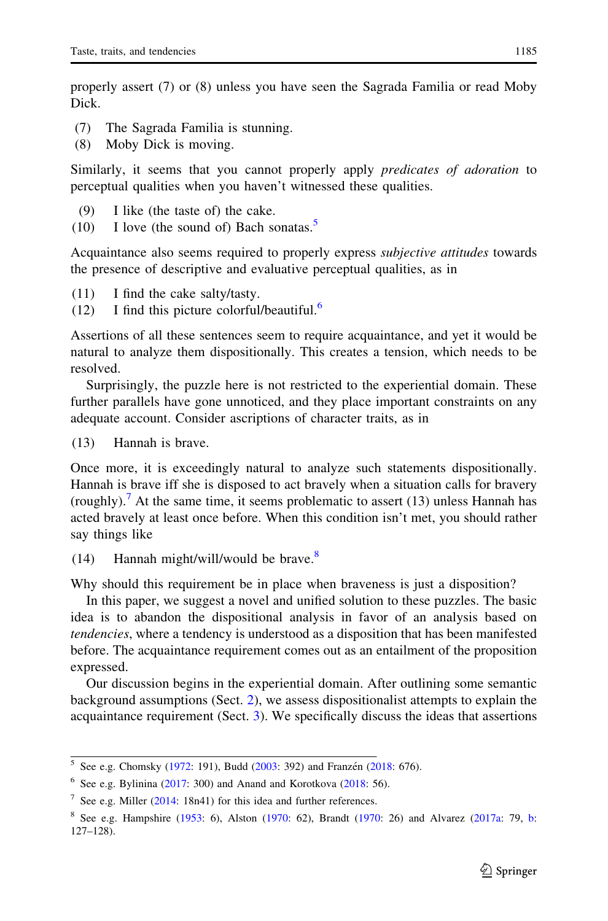properly assert (7) or (8) unless you have seen the Sagrada Familia or read Moby Dick.

(7) The Sagrada Familia is stunning.
(8) Moby Dick is moving.

Similarly, it seems that you cannot properly apply *predicates of adoration* to perceptual qualities when you haven't witnessed these qualities.

(9) I like (the taste of) the cake.
(10) I love (the sound of) Bach sonatas.[5]

Acquaintance also seems required to properly express *subjective attitudes* towards the presence of descriptive and evaluative perceptual qualities, as in

(11) I find the cake salty/tasty.
(12) I find this picture colorful/beautiful.[6]

Assertions of all these sentences seem to require acquaintance, and yet it would be natural to analyze them dispositionally. This creates a tension, which needs to be resolved.

Surprisingly, the puzzle here is not restricted to the experiential domain. These further parallels have gone unnoticed, and they place important constraints on any adequate account. Consider ascriptions of character traits, as in

(13) Hannah is brave.

Once more, it is exceedingly natural to analyze such statements dispositionally. Hannah is brave iff she is disposed to act bravely when a situation calls for bravery (roughly).[7] At the same time, it seems problematic to assert (13) unless Hannah has acted bravely at least once before. When this condition isn't met, you should rather say things like

(14) Hannah might/will/would be brave.[8]

Why should this requirement be in place when braveness is just a disposition?

In this paper, we suggest a novel and unified solution to these puzzles. The basic idea is to abandon the dispositional analysis in favor of an analysis based on *tendencies*, where a tendency is understood as a disposition that has been manifested before. The acquaintance requirement comes out as an entailment of the proposition expressed.

Our discussion begins in the experiential domain. After outlining some semantic background assumptions (Sect. 2), we assess dispositionalist attempts to explain the acquaintance requirement (Sect. 3). We specifically discuss the ideas that assertions

---

[5] See e.g. Chomsky (1972: 191), Budd (2003: 392) and Franzén (2018: 676).

[6] See e.g. Bylinina (2017: 300) and Anand and Korotkova (2018: 56).

[7] See e.g. Miller (2014: 18n41) for this idea and further references.

[8] See e.g. Hampshire (1953: 6), Alston (1970: 62), Brandt (1970: 26) and Alvarez (2017a: 79, b: 127–128).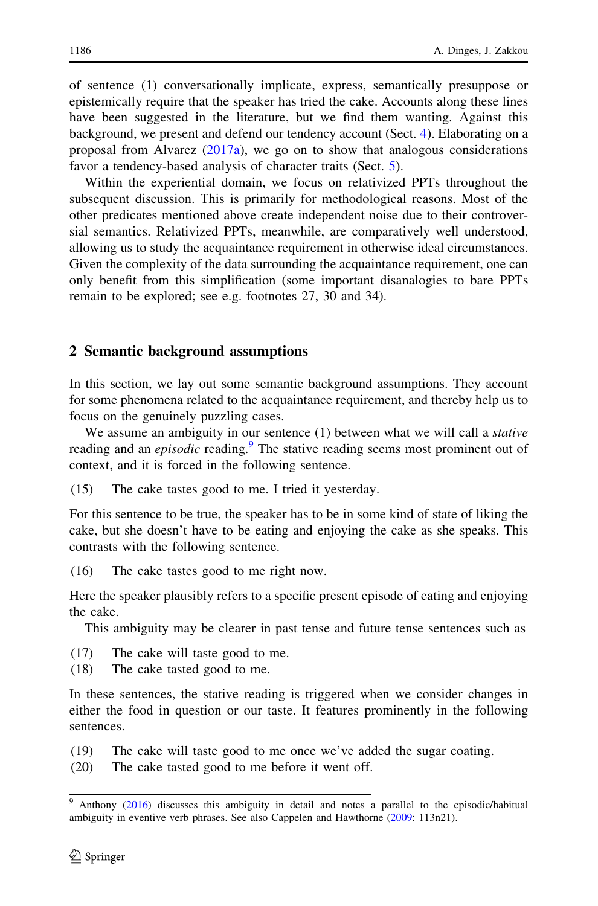of sentence (1) conversationally implicate, express, semantically presuppose or epistemically require that the speaker has tried the cake. Accounts along these lines have been suggested in the literature, but we find them wanting. Against this background, we present and defend our tendency account (Sect. 4). Elaborating on a proposal from Alvarez (2017a), we go on to show that analogous considerations favor a tendency-based analysis of character traits (Sect. 5).

Within the experiential domain, we focus on relativized PPTs throughout the subsequent discussion. This is primarily for methodological reasons. Most of the other predicates mentioned above create independent noise due to their controversial semantics. Relativized PPTs, meanwhile, are comparatively well understood, allowing us to study the acquaintance requirement in otherwise ideal circumstances. Given the complexity of the data surrounding the acquaintance requirement, one can only benefit from this simplification (some important disanalogies to bare PPTs remain to be explored; see e.g. footnotes 27, 30 and 34).

## 2 Semantic background assumptions

In this section, we lay out some semantic background assumptions. They account for some phenomena related to the acquaintance requirement, and thereby help us to focus on the genuinely puzzling cases.

We assume an ambiguity in our sentence (1) between what we will call a *stative* reading and an *episodic* reading.[9] The stative reading seems most prominent out of context, and it is forced in the following sentence.

(15) The cake tastes good to me. I tried it yesterday.

For this sentence to be true, the speaker has to be in some kind of state of liking the cake, but she doesn't have to be eating and enjoying the cake as she speaks. This contrasts with the following sentence.

(16) The cake tastes good to me right now.

Here the speaker plausibly refers to a specific present episode of eating and enjoying the cake.

This ambiguity may be clearer in past tense and future tense sentences such as

(17) The cake will taste good to me.
(18) The cake tasted good to me.

In these sentences, the stative reading is triggered when we consider changes in either the food in question or our taste. It features prominently in the following sentences.

(19) The cake will taste good to me once we've added the sugar coating.
(20) The cake tasted good to me before it went off.

[9] Anthony (2016) discusses this ambiguity in detail and notes a parallel to the episodic/habitual ambiguity in eventive verb phrases. See also Cappelen and Hawthorne (2009: 113n21).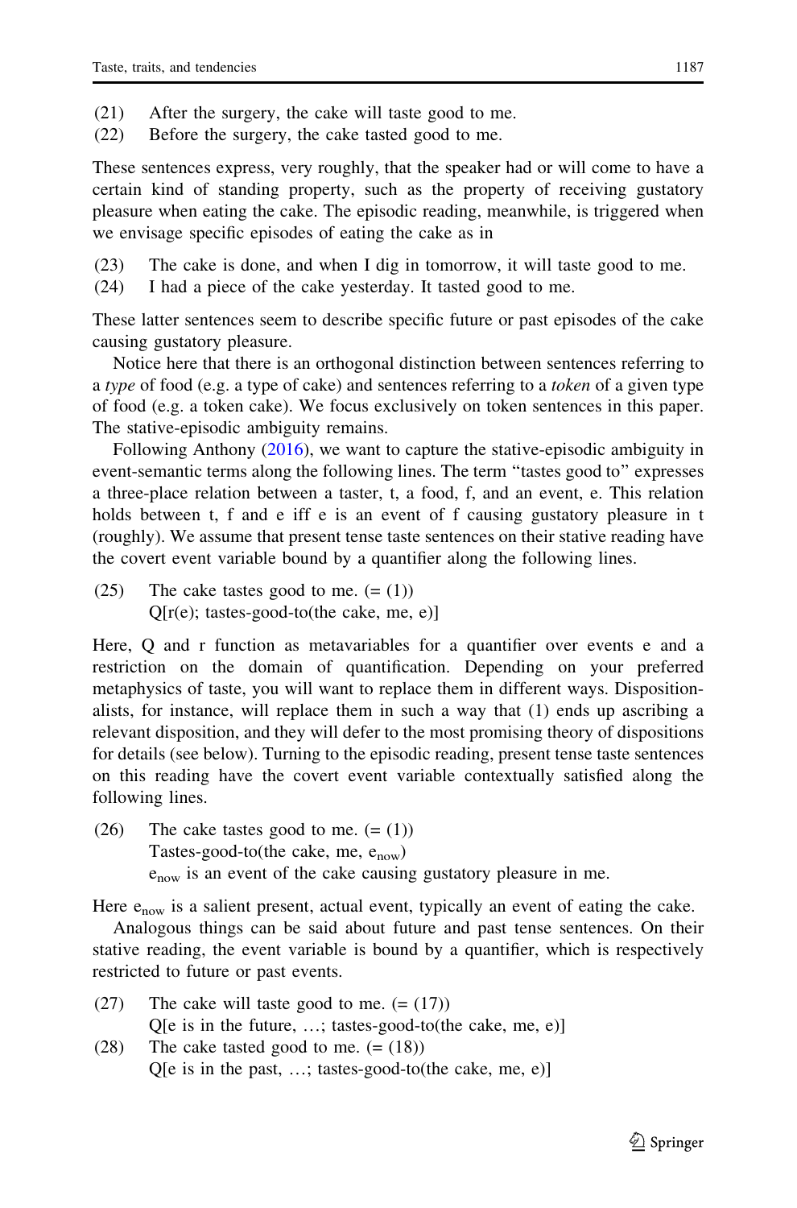(21) After the surgery, the cake will taste good to me.
(22) Before the surgery, the cake tasted good to me.

These sentences express, very roughly, that the speaker had or will come to have a certain kind of standing property, such as the property of receiving gustatory pleasure when eating the cake. The episodic reading, meanwhile, is triggered when we envisage specific episodes of eating the cake as in

(23) The cake is done, and when I dig in tomorrow, it will taste good to me.
(24) I had a piece of the cake yesterday. It tasted good to me.

These latter sentences seem to describe specific future or past episodes of the cake causing gustatory pleasure.

Notice here that there is an orthogonal distinction between sentences referring to a *type* of food (e.g. a type of cake) and sentences referring to a *token* of a given type of food (e.g. a token cake). We focus exclusively on token sentences in this paper. The stative-episodic ambiguity remains.

Following Anthony (2016), we want to capture the stative-episodic ambiguity in event-semantic terms along the following lines. The term "tastes good to" expresses a three-place relation between a taster, t, a food, f, and an event, e. This relation holds between t, f and e iff e is an event of f causing gustatory pleasure in t (roughly). We assume that present tense taste sentences on their stative reading have the covert event variable bound by a quantifier along the following lines.

(25) The cake tastes good to me. (= (1))
Q[r(e); tastes-good-to(the cake, me, e)]

Here, Q and r function as metavariables for a quantifier over events e and a restriction on the domain of quantification. Depending on your preferred metaphysics of taste, you will want to replace them in different ways. Dispositionalists, for instance, will replace them in such a way that (1) ends up ascribing a relevant disposition, and they will defer to the most promising theory of dispositions for details (see below). Turning to the episodic reading, present tense taste sentences on this reading have the covert event variable contextually satisfied along the following lines.

(26) The cake tastes good to me. (= (1))
Tastes-good-to(the cake, me, $e_{now}$)
$e_{now}$ is an event of the cake causing gustatory pleasure in me.

Here $e_{now}$ is a salient present, actual event, typically an event of eating the cake.

Analogous things can be said about future and past tense sentences. On their stative reading, the event variable is bound by a quantifier, which is respectively restricted to future or past events.

(27) The cake will taste good to me. (= (17))
Q[e is in the future, …; tastes-good-to(the cake, me, e)]
(28) The cake tasted good to me. (= (18))
Q[e is in the past, …; tastes-good-to(the cake, me, e)]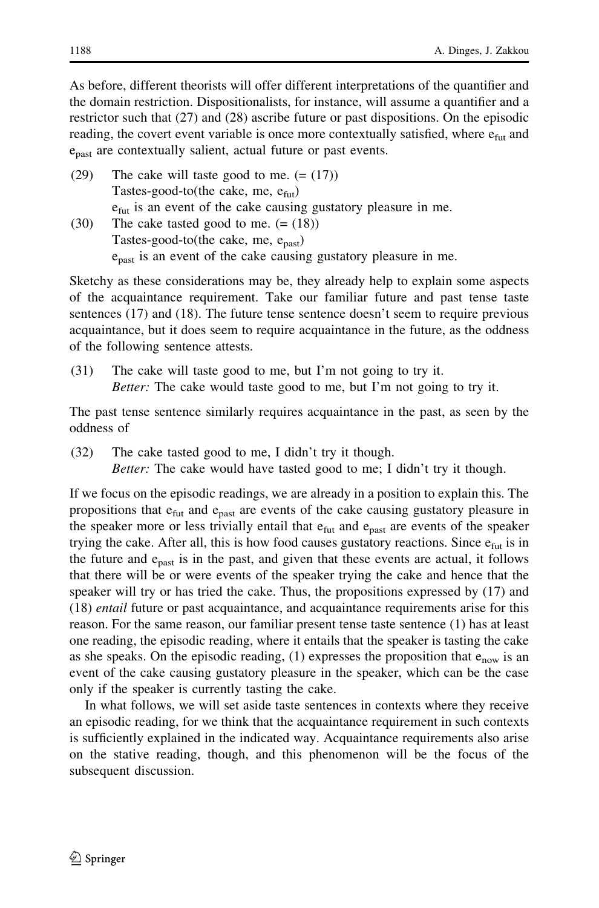As before, different theorists will offer different interpretations of the quantifier and the domain restriction. Dispositionalists, for instance, will assume a quantifier and a restrictor such that (27) and (28) ascribe future or past dispositions. On the episodic reading, the covert event variable is once more contextually satisfied, where $e_{fut}$ and $e_{past}$ are contextually salient, actual future or past events.

(29) The cake will taste good to me. (= (17))
Tastes-good-to(the cake, me, $e_{fut}$)
$e_{fut}$ is an event of the cake causing gustatory pleasure in me.

(30) The cake tasted good to me. (= (18))
Tastes-good-to(the cake, me, $e_{past}$)
$e_{past}$ is an event of the cake causing gustatory pleasure in me.

Sketchy as these considerations may be, they already help to explain some aspects of the acquaintance requirement. Take our familiar future and past tense taste sentences (17) and (18). The future tense sentence doesn't seem to require previous acquaintance, but it does seem to require acquaintance in the future, as the oddness of the following sentence attests.

(31) The cake will taste good to me, but I'm not going to try it.
*Better:* The cake would taste good to me, but I'm not going to try it.

The past tense sentence similarly requires acquaintance in the past, as seen by the oddness of

(32) The cake tasted good to me, I didn't try it though.
*Better:* The cake would have tasted good to me; I didn't try it though.

If we focus on the episodic readings, we are already in a position to explain this. The propositions that $e_{fut}$ and $e_{past}$ are events of the cake causing gustatory pleasure in the speaker more or less trivially entail that $e_{fut}$ and $e_{past}$ are events of the speaker trying the cake. After all, this is how food causes gustatory reactions. Since $e_{fut}$ is in the future and $e_{past}$ is in the past, and given that these events are actual, it follows that there will be or were events of the speaker trying the cake and hence that the speaker will try or has tried the cake. Thus, the propositions expressed by (17) and (18) *entail* future or past acquaintance, and acquaintance requirements arise for this reason. For the same reason, our familiar present tense taste sentence (1) has at least one reading, the episodic reading, where it entails that the speaker is tasting the cake as she speaks. On the episodic reading, (1) expresses the proposition that $e_{now}$ is an event of the cake causing gustatory pleasure in the speaker, which can be the case only if the speaker is currently tasting the cake.

In what follows, we will set aside taste sentences in contexts where they receive an episodic reading, for we think that the acquaintance requirement in such contexts is sufficiently explained in the indicated way. Acquaintance requirements also arise on the stative reading, though, and this phenomenon will be the focus of the subsequent discussion.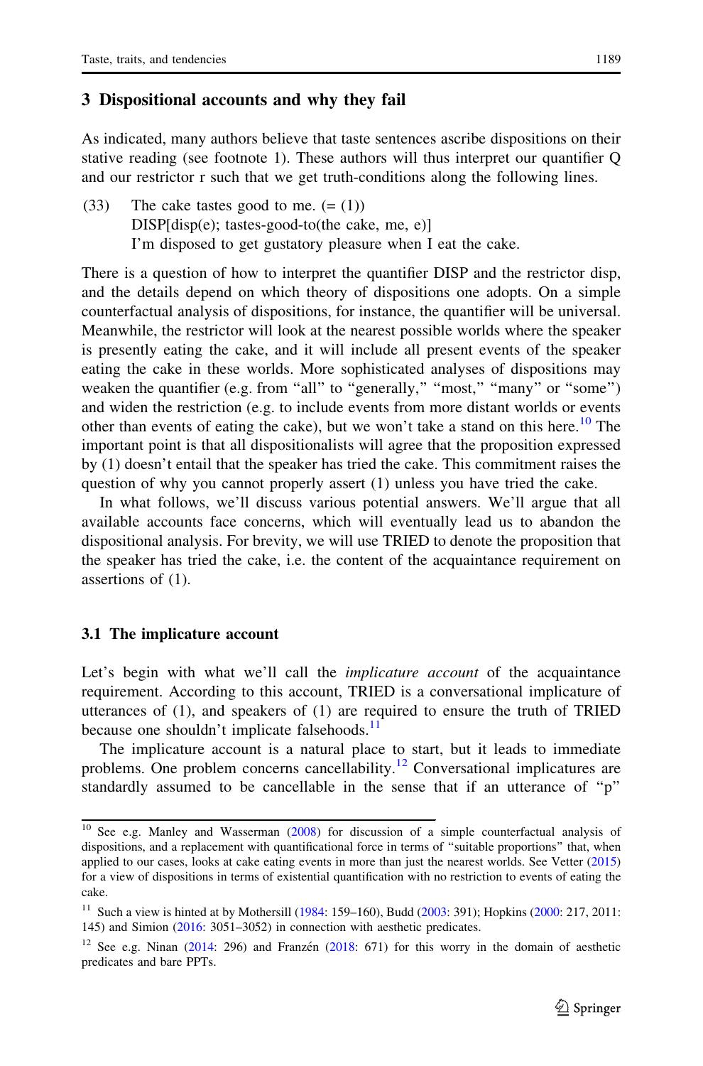## 3 Dispositional accounts and why they fail

As indicated, many authors believe that taste sentences ascribe dispositions on their stative reading (see footnote 1). These authors will thus interpret our quantifier Q and our restrictor r such that we get truth-conditions along the following lines.

(33) The cake tastes good to me. (= (1))
DISP[disp(e); tastes-good-to(the cake, me, e)]
I'm disposed to get gustatory pleasure when I eat the cake.

There is a question of how to interpret the quantifier DISP and the restrictor disp, and the details depend on which theory of dispositions one adopts. On a simple counterfactual analysis of dispositions, for instance, the quantifier will be universal. Meanwhile, the restrictor will look at the nearest possible worlds where the speaker is presently eating the cake, and it will include all present events of the speaker eating the cake in these worlds. More sophisticated analyses of dispositions may weaken the quantifier (e.g. from "all" to "generally," "most," "many" or "some") and widen the restriction (e.g. to include events from more distant worlds or events other than events of eating the cake), but we won't take a stand on this here.[10] The important point is that all dispositionalists will agree that the proposition expressed by (1) doesn't entail that the speaker has tried the cake. This commitment raises the question of why you cannot properly assert (1) unless you have tried the cake.

In what follows, we'll discuss various potential answers. We'll argue that all available accounts face concerns, which will eventually lead us to abandon the dispositional analysis. For brevity, we will use TRIED to denote the proposition that the speaker has tried the cake, i.e. the content of the acquaintance requirement on assertions of (1).

### 3.1 The implicature account

Let's begin with what we'll call the *implicature account* of the acquaintance requirement. According to this account, TRIED is a conversational implicature of utterances of (1), and speakers of (1) are required to ensure the truth of TRIED because one shouldn't implicate falsehoods.[11]

The implicature account is a natural place to start, but it leads to immediate problems. One problem concerns cancellability.[12] Conversational implicatures are standardly assumed to be cancellable in the sense that if an utterance of "p"

---

[10] See e.g. Manley and Wasserman (2008) for discussion of a simple counterfactual analysis of dispositions, and a replacement with quantificational force in terms of "suitable proportions" that, when applied to our cases, looks at cake eating events in more than just the nearest worlds. See Vetter (2015) for a view of dispositions in terms of existential quantification with no restriction to events of eating the cake.

[11] Such a view is hinted at by Mothersill (1984: 159–160), Budd (2003: 391); Hopkins (2000: 217, 2011: 145) and Simion (2016: 3051–3052) in connection with aesthetic predicates.

[12] See e.g. Ninan (2014: 296) and Franzén (2018: 671) for this worry in the domain of aesthetic predicates and bare PPTs.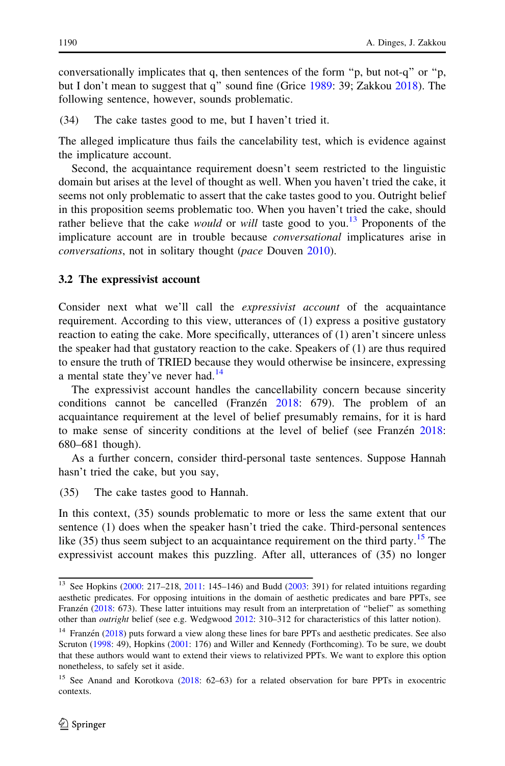conversationally implicates that q, then sentences of the form "p, but not-q" or "p, but I don't mean to suggest that q" sound fine (Grice 1989: 39; Zakkou 2018). The following sentence, however, sounds problematic.

(34) The cake tastes good to me, but I haven't tried it.

The alleged implicature thus fails the cancelability test, which is evidence against the implicature account.

Second, the acquaintance requirement doesn't seem restricted to the linguistic domain but arises at the level of thought as well. When you haven't tried the cake, it seems not only problematic to assert that the cake tastes good to you. Outright belief in this proposition seems problematic too. When you haven't tried the cake, should rather believe that the cake *would* or *will* taste good to you.[13] Proponents of the implicature account are in trouble because *conversational* implicatures arise in *conversations*, not in solitary thought (*pace* Douven 2010).

### 3.2 The expressivist account

Consider next what we'll call the *expressivist account* of the acquaintance requirement. According to this view, utterances of (1) express a positive gustatory reaction to eating the cake. More specifically, utterances of (1) aren't sincere unless the speaker had that gustatory reaction to the cake. Speakers of (1) are thus required to ensure the truth of TRIED because they would otherwise be insincere, expressing a mental state they've never had.[14]

The expressivist account handles the cancellability concern because sincerity conditions cannot be cancelled (Franzén 2018: 679). The problem of an acquaintance requirement at the level of belief presumably remains, for it is hard to make sense of sincerity conditions at the level of belief (see Franzén 2018: 680–681 though).

As a further concern, consider third-personal taste sentences. Suppose Hannah hasn't tried the cake, but you say,

(35) The cake tastes good to Hannah.

In this context, (35) sounds problematic to more or less the same extent that our sentence (1) does when the speaker hasn't tried the cake. Third-personal sentences like (35) thus seem subject to an acquaintance requirement on the third party.[15] The expressivist account makes this puzzling. After all, utterances of (35) no longer

---

[13] See Hopkins (2000: 217–218, 2011: 145–146) and Budd (2003: 391) for related intuitions regarding aesthetic predicates. For opposing intuitions in the domain of aesthetic predicates and bare PPTs, see Franzén (2018: 673). These latter intuitions may result from an interpretation of "belief" as something other than *outright* belief (see e.g. Wedgwood 2012: 310–312 for characteristics of this latter notion).

[14] Franzén (2018) puts forward a view along these lines for bare PPTs and aesthetic predicates. See also Scruton (1998: 49), Hopkins (2001: 176) and Willer and Kennedy (Forthcoming). To be sure, we doubt that these authors would want to extend their views to relativized PPTs. We want to explore this option nonetheless, to safely set it aside.

[15] See Anand and Korotkova (2018: 62–63) for a related observation for bare PPTs in exocentric contexts.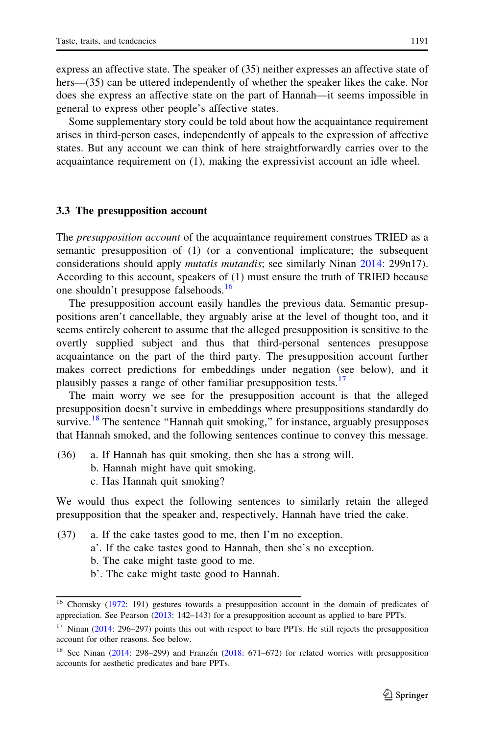express an affective state. The speaker of (35) neither expresses an affective state of hers—(35) can be uttered independently of whether the speaker likes the cake. Nor does she express an affective state on the part of Hannah—it seems impossible in general to express other people's affective states.

Some supplementary story could be told about how the acquaintance requirement arises in third-person cases, independently of appeals to the expression of affective states. But any account we can think of here straightforwardly carries over to the acquaintance requirement on (1), making the expressivist account an idle wheel.

### 3.3 The presupposition account

The *presupposition account* of the acquaintance requirement construes TRIED as a semantic presupposition of (1) (or a conventional implicature; the subsequent considerations should apply *mutatis mutandis*; see similarly Ninan 2014: 299n17). According to this account, speakers of (1) must ensure the truth of TRIED because one shouldn't presuppose falsehoods.[16]

The presupposition account easily handles the previous data. Semantic presuppositions aren't cancellable, they arguably arise at the level of thought too, and it seems entirely coherent to assume that the alleged presupposition is sensitive to the overtly supplied subject and thus that third-personal sentences presuppose acquaintance on the part of the third party. The presupposition account further makes correct predictions for embeddings under negation (see below), and it plausibly passes a range of other familiar presupposition tests.[17]

The main worry we see for the presupposition account is that the alleged presupposition doesn't survive in embeddings where presuppositions standardly do survive.[18] The sentence "Hannah quit smoking," for instance, arguably presupposes that Hannah smoked, and the following sentences continue to convey this message.

(36) a. If Hannah has quit smoking, then she has a strong will.
b. Hannah might have quit smoking.
c. Has Hannah quit smoking?

We would thus expect the following sentences to similarly retain the alleged presupposition that the speaker and, respectively, Hannah have tried the cake.

(37) a. If the cake tastes good to me, then I'm no exception.
a'. If the cake tastes good to Hannah, then she's no exception.
b. The cake might taste good to me.
b'. The cake might taste good to Hannah.

---

[16] Chomsky (1972: 191) gestures towards a presupposition account in the domain of predicates of appreciation. See Pearson (2013: 142–143) for a presupposition account as applied to bare PPTs.

[17] Ninan (2014: 296–297) points this out with respect to bare PPTs. He still rejects the presupposition account for other reasons. See below.

[18] See Ninan (2014: 298–299) and Franzén (2018: 671–672) for related worries with presupposition accounts for aesthetic predicates and bare PPTs.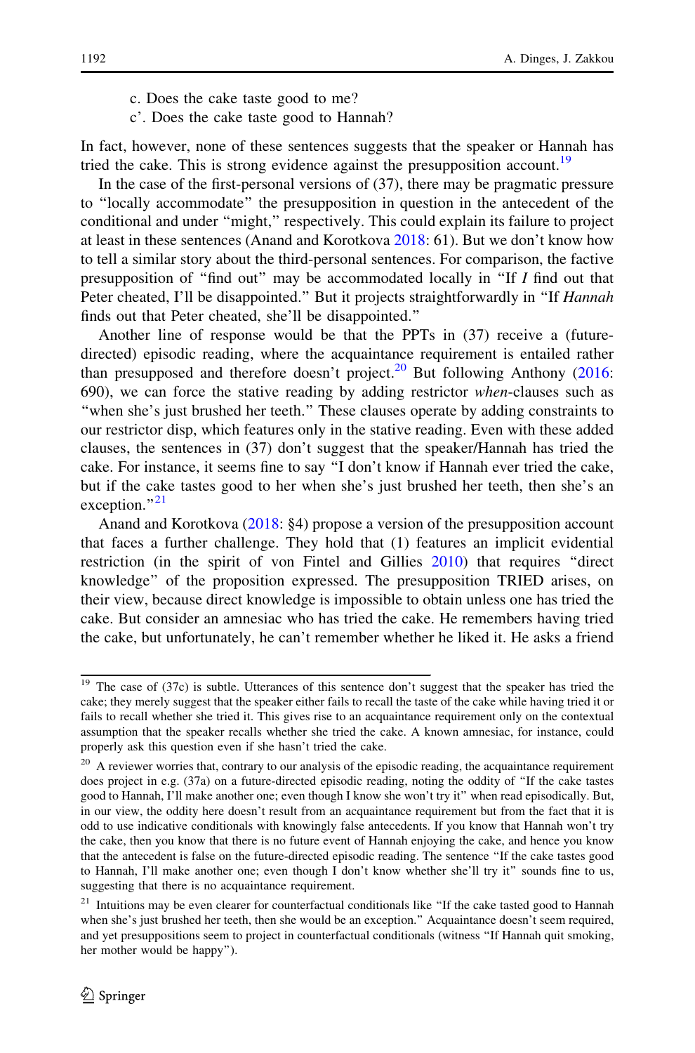c. Does the cake taste good to me?

c'. Does the cake taste good to Hannah?

In fact, however, none of these sentences suggests that the speaker or Hannah has tried the cake. This is strong evidence against the presupposition account.[19]

In the case of the first-personal versions of (37), there may be pragmatic pressure to "locally accommodate" the presupposition in question in the antecedent of the conditional and under "might," respectively. This could explain its failure to project at least in these sentences (Anand and Korotkova 2018: 61). But we don't know how to tell a similar story about the third-personal sentences. For comparison, the factive presupposition of "find out" may be accommodated locally in "If *I* find out that Peter cheated, I'll be disappointed." But it projects straightforwardly in "If *Hannah* finds out that Peter cheated, she'll be disappointed."

Another line of response would be that the PPTs in (37) receive a (future-directed) episodic reading, where the acquaintance requirement is entailed rather than presupposed and therefore doesn't project.[20] But following Anthony (2016: 690), we can force the stative reading by adding restrictor *when*-clauses such as "when she's just brushed her teeth." These clauses operate by adding constraints to our restrictor disp, which features only in the stative reading. Even with these added clauses, the sentences in (37) don't suggest that the speaker/Hannah has tried the cake. For instance, it seems fine to say "I don't know if Hannah ever tried the cake, but if the cake tastes good to her when she's just brushed her teeth, then she's an exception."[21]

Anand and Korotkova (2018: §4) propose a version of the presupposition account that faces a further challenge. They hold that (1) features an implicit evidential restriction (in the spirit of von Fintel and Gillies 2010) that requires "direct knowledge" of the proposition expressed. The presupposition TRIED arises, on their view, because direct knowledge is impossible to obtain unless one has tried the cake. But consider an amnesiac who has tried the cake. He remembers having tried the cake, but unfortunately, he can't remember whether he liked it. He asks a friend

---

[19] The case of (37c) is subtle. Utterances of this sentence don't suggest that the speaker has tried the cake; they merely suggest that the speaker either fails to recall the taste of the cake while having tried it or fails to recall whether she tried it. This gives rise to an acquaintance requirement only on the contextual assumption that the speaker recalls whether she tried the cake. A known amnesiac, for instance, could properly ask this question even if she hasn't tried the cake.

[20] A reviewer worries that, contrary to our analysis of the episodic reading, the acquaintance requirement does project in e.g. (37a) on a future-directed episodic reading, noting the oddity of "If the cake tastes good to Hannah, I'll make another one; even though I know she won't try it" when read episodically. But, in our view, the oddity here doesn't result from an acquaintance requirement but from the fact that it is odd to use indicative conditionals with knowingly false antecedents. If you know that Hannah won't try the cake, then you know that there is no future event of Hannah enjoying the cake, and hence you know that the antecedent is false on the future-directed episodic reading. The sentence "If the cake tastes good to Hannah, I'll make another one; even though I don't know whether she'll try it" sounds fine to us, suggesting that there is no acquaintance requirement.

[21] Intuitions may be even clearer for counterfactual conditionals like "If the cake tasted good to Hannah when she's just brushed her teeth, then she would be an exception." Acquaintance doesn't seem required, and yet presuppositions seem to project in counterfactual conditionals (witness "If Hannah quit smoking, her mother would be happy").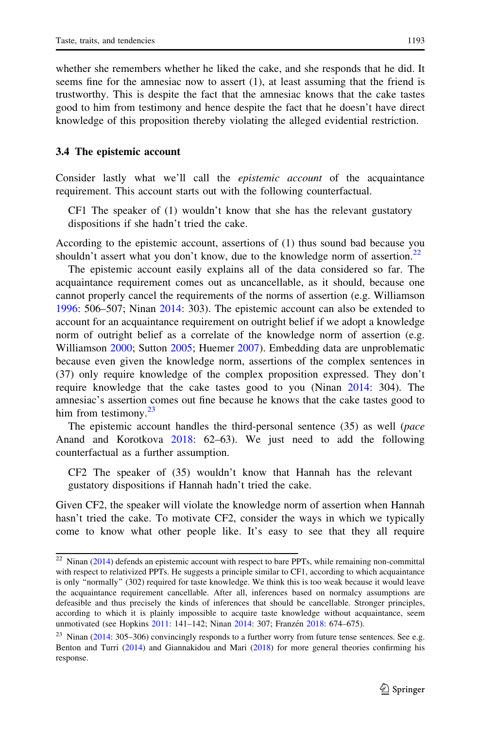whether she remembers whether he liked the cake, and she responds that he did. It seems fine for the amnesiac now to assert (1), at least assuming that the friend is trustworthy. This is despite the fact that the amnesiac knows that the cake tastes good to him from testimony and hence despite the fact that he doesn't have direct knowledge of this proposition thereby violating the alleged evidential restriction.

### 3.4 The epistemic account

Consider lastly what we'll call the *epistemic account* of the acquaintance requirement. This account starts out with the following counterfactual.

> CF1 The speaker of (1) wouldn't know that she has the relevant gustatory dispositions if she hadn't tried the cake.

According to the epistemic account, assertions of (1) thus sound bad because you shouldn't assert what you don't know, due to the knowledge norm of assertion.[22]

The epistemic account easily explains all of the data considered so far. The acquaintance requirement comes out as uncancellable, as it should, because one cannot properly cancel the requirements of the norms of assertion (e.g. Williamson 1996: 506–507; Ninan 2014: 303). The epistemic account can also be extended to account for an acquaintance requirement on outright belief if we adopt a knowledge norm of outright belief as a correlate of the knowledge norm of assertion (e.g. Williamson 2000; Sutton 2005; Huemer 2007). Embedding data are unproblematic because even given the knowledge norm, assertions of the complex sentences in (37) only require knowledge of the complex proposition expressed. They don't require knowledge that the cake tastes good to you (Ninan 2014: 304). The amnesiac's assertion comes out fine because he knows that the cake tastes good to him from testimony.[23]

The epistemic account handles the third-personal sentence (35) as well (*pace* Anand and Korotkova 2018: 62–63). We just need to add the following counterfactual as a further assumption.

> CF2 The speaker of (35) wouldn't know that Hannah has the relevant gustatory dispositions if Hannah hadn't tried the cake.

Given CF2, the speaker will violate the knowledge norm of assertion when Hannah hasn't tried the cake. To motivate CF2, consider the ways in which we typically come to know what other people like. It's easy to see that they all require

---

[22] Ninan (2014) defends an epistemic account with respect to bare PPTs, while remaining non-committal with respect to relativized PPTs. He suggests a principle similar to CF1, according to which acquaintance is only "normally" (302) required for taste knowledge. We think this is too weak because it would leave the acquaintance requirement cancellable. After all, inferences based on normalcy assumptions are defeasible and thus precisely the kinds of inferences that should be cancellable. Stronger principles, according to which it is plainly impossible to acquire taste knowledge without acquaintance, seem unmotivated (see Hopkins 2011: 141–142; Ninan 2014: 307; Franzén 2018: 674–675).

[23] Ninan (2014: 305–306) convincingly responds to a further worry from future tense sentences. See e.g. Benton and Turri (2014) and Giannakidou and Mari (2018) for more general theories confirming his response.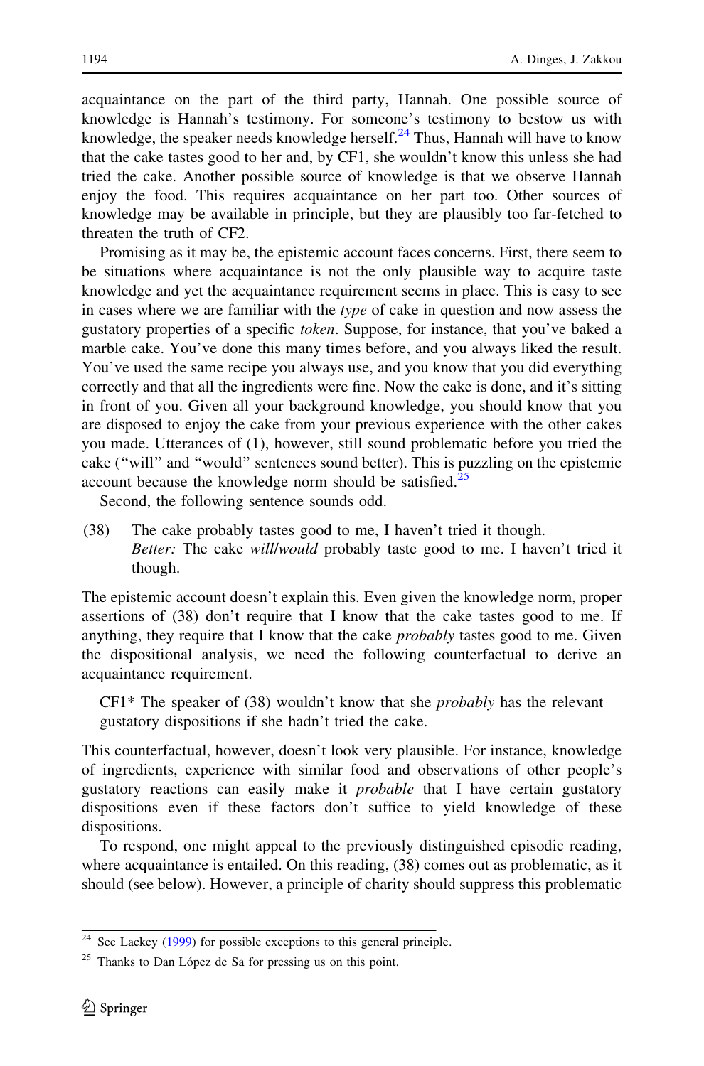acquaintance on the part of the third party, Hannah. One possible source of knowledge is Hannah's testimony. For someone's testimony to bestow us with knowledge, the speaker needs knowledge herself.[24] Thus, Hannah will have to know that the cake tastes good to her and, by CF1, she wouldn't know this unless she had tried the cake. Another possible source of knowledge is that we observe Hannah enjoy the food. This requires acquaintance on her part too. Other sources of knowledge may be available in principle, but they are plausibly too far-fetched to threaten the truth of CF2.

Promising as it may be, the epistemic account faces concerns. First, there seem to be situations where acquaintance is not the only plausible way to acquire taste knowledge and yet the acquaintance requirement seems in place. This is easy to see in cases where we are familiar with the *type* of cake in question and now assess the gustatory properties of a specific *token*. Suppose, for instance, that you've baked a marble cake. You've done this many times before, and you always liked the result. You've used the same recipe you always use, and you know that you did everything correctly and that all the ingredients were fine. Now the cake is done, and it's sitting in front of you. Given all your background knowledge, you should know that you are disposed to enjoy the cake from your previous experience with the other cakes you made. Utterances of (1), however, still sound problematic before you tried the cake ("will" and "would" sentences sound better). This is puzzling on the epistemic account because the knowledge norm should be satisfied.[25]

Second, the following sentence sounds odd.

(38) The cake probably tastes good to me, I haven't tried it though.
*Better:* The cake *will/would* probably taste good to me. I haven't tried it though.

The epistemic account doesn't explain this. Even given the knowledge norm, proper assertions of (38) don't require that I know that the cake tastes good to me. If anything, they require that I know that the cake *probably* tastes good to me. Given the dispositional analysis, we need the following counterfactual to derive an acquaintance requirement.

CF1* The speaker of (38) wouldn't know that she *probably* has the relevant gustatory dispositions if she hadn't tried the cake.

This counterfactual, however, doesn't look very plausible. For instance, knowledge of ingredients, experience with similar food and observations of other people's gustatory reactions can easily make it *probable* that I have certain gustatory dispositions even if these factors don't suffice to yield knowledge of these dispositions.

To respond, one might appeal to the previously distinguished episodic reading, where acquaintance is entailed. On this reading, (38) comes out as problematic, as it should (see below). However, a principle of charity should suppress this problematic

---

[24] See Lackey (1999) for possible exceptions to this general principle.

[25] Thanks to Dan López de Sa for pressing us on this point.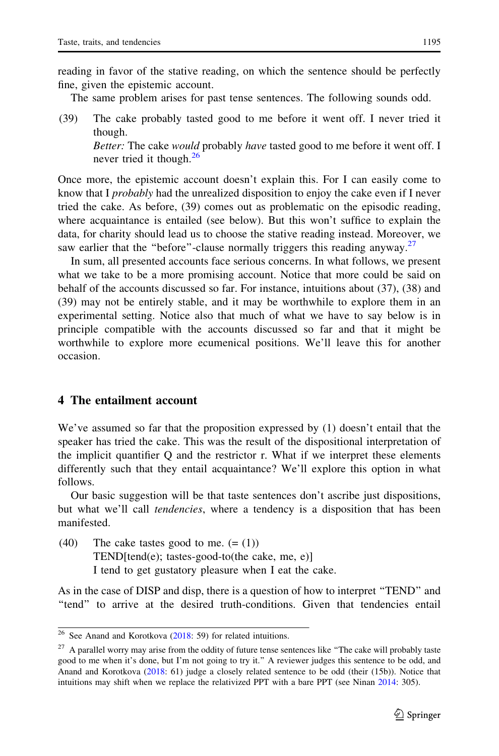reading in favor of the stative reading, on which the sentence should be perfectly fine, given the epistemic account.

The same problem arises for past tense sentences. The following sounds odd.

(39) The cake probably tasted good to me before it went off. I never tried it though.
*Better:* The cake *would* probably *have* tasted good to me before it went off. I never tried it though.[26]

Once more, the epistemic account doesn't explain this. For I can easily come to know that I *probably* had the unrealized disposition to enjoy the cake even if I never tried the cake. As before, (39) comes out as problematic on the episodic reading, where acquaintance is entailed (see below). But this won't suffice to explain the data, for charity should lead us to choose the stative reading instead. Moreover, we saw earlier that the "before"-clause normally triggers this reading anyway.[27]

In sum, all presented accounts face serious concerns. In what follows, we present what we take to be a more promising account. Notice that more could be said on behalf of the accounts discussed so far. For instance, intuitions about (37), (38) and (39) may not be entirely stable, and it may be worthwhile to explore them in an experimental setting. Notice also that much of what we have to say below is in principle compatible with the accounts discussed so far and that it might be worthwhile to explore more ecumenical positions. We'll leave this for another occasion.

## 4 The entailment account

We've assumed so far that the proposition expressed by (1) doesn't entail that the speaker has tried the cake. This was the result of the dispositional interpretation of the implicit quantifier Q and the restrictor r. What if we interpret these elements differently such that they entail acquaintance? We'll explore this option in what follows.

Our basic suggestion will be that taste sentences don't ascribe just dispositions, but what we'll call *tendencies*, where a tendency is a disposition that has been manifested.

(40) The cake tastes good to me. (= (1))
TEND[tend(e); tastes-good-to(the cake, me, e)]
I tend to get gustatory pleasure when I eat the cake.

As in the case of DISP and disp, there is a question of how to interpret "TEND" and "tend" to arrive at the desired truth-conditions. Given that tendencies entail

---

[26] See Anand and Korotkova (2018: 59) for related intuitions.

[27] A parallel worry may arise from the oddity of future tense sentences like "The cake will probably taste good to me when it's done, but I'm not going to try it." A reviewer judges this sentence to be odd, and Anand and Korotkova (2018: 61) judge a closely related sentence to be odd (their (15b)). Notice that intuitions may shift when we replace the relativized PPT with a bare PPT (see Ninan 2014: 305).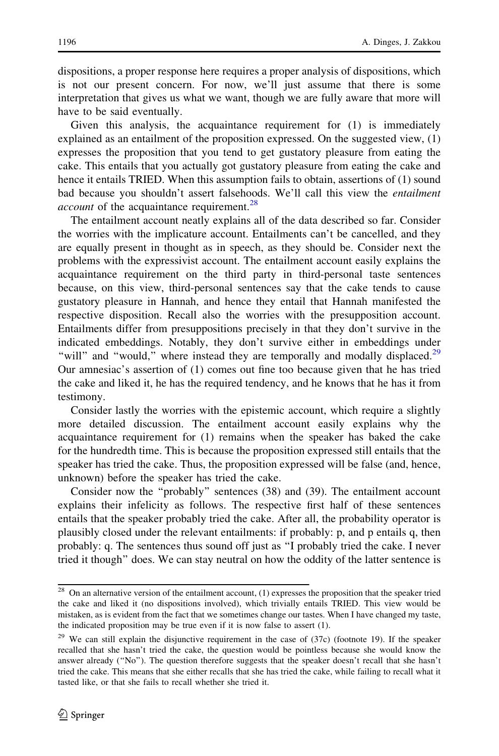dispositions, a proper response here requires a proper analysis of dispositions, which is not our present concern. For now, we'll just assume that there is some interpretation that gives us what we want, though we are fully aware that more will have to be said eventually.

Given this analysis, the acquaintance requirement for (1) is immediately explained as an entailment of the proposition expressed. On the suggested view, (1) expresses the proposition that you tend to get gustatory pleasure from eating the cake. This entails that you actually got gustatory pleasure from eating the cake and hence it entails TRIED. When this assumption fails to obtain, assertions of (1) sound bad because you shouldn't assert falsehoods. We'll call this view the *entailment account* of the acquaintance requirement.[28]

The entailment account neatly explains all of the data described so far. Consider the worries with the implicature account. Entailments can't be cancelled, and they are equally present in thought as in speech, as they should be. Consider next the problems with the expressivist account. The entailment account easily explains the acquaintance requirement on the third party in third-personal taste sentences because, on this view, third-personal sentences say that the cake tends to cause gustatory pleasure in Hannah, and hence they entail that Hannah manifested the respective disposition. Recall also the worries with the presupposition account. Entailments differ from presuppositions precisely in that they don't survive in the indicated embeddings. Notably, they don't survive either in embeddings under "will" and "would," where instead they are temporally and modally displaced.[29] Our amnesiac's assertion of (1) comes out fine too because given that he has tried the cake and liked it, he has the required tendency, and he knows that he has it from testimony.

Consider lastly the worries with the epistemic account, which require a slightly more detailed discussion. The entailment account easily explains why the acquaintance requirement for (1) remains when the speaker has baked the cake for the hundredth time. This is because the proposition expressed still entails that the speaker has tried the cake. Thus, the proposition expressed will be false (and, hence, unknown) before the speaker has tried the cake.

Consider now the "probably" sentences (38) and (39). The entailment account explains their infelicity as follows. The respective first half of these sentences entails that the speaker probably tried the cake. After all, the probability operator is plausibly closed under the relevant entailments: if probably: p, and p entails q, then probably: q. The sentences thus sound off just as "I probably tried the cake. I never tried it though" does. We can stay neutral on how the oddity of the latter sentence is

---

[28] On an alternative version of the entailment account, (1) expresses the proposition that the speaker tried the cake and liked it (no dispositions involved), which trivially entails TRIED. This view would be mistaken, as is evident from the fact that we sometimes change our tastes. When I have changed my taste, the indicated proposition may be true even if it is now false to assert (1).

[29] We can still explain the disjunctive requirement in the case of (37c) (footnote 19). If the speaker recalled that she hasn't tried the cake, the question would be pointless because she would know the answer already ("No"). The question therefore suggests that the speaker doesn't recall that she hasn't tried the cake. This means that she either recalls that she has tried the cake, while failing to recall what it tasted like, or that she fails to recall whether she tried it.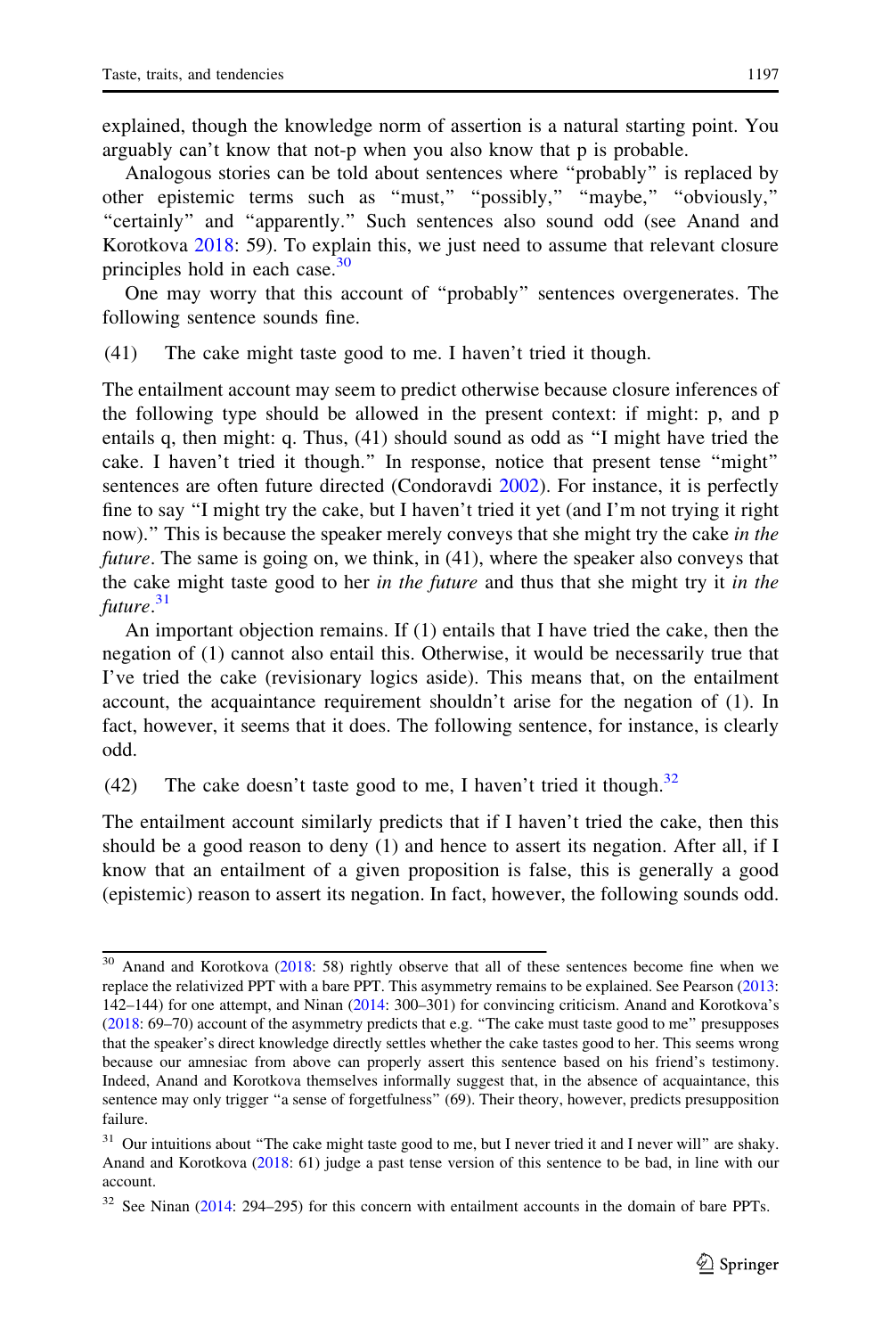explained, though the knowledge norm of assertion is a natural starting point. You arguably can't know that not-p when you also know that p is probable.

Analogous stories can be told about sentences where "probably" is replaced by other epistemic terms such as "must," "possibly," "maybe," "obviously," "certainly" and "apparently." Such sentences also sound odd (see Anand and Korotkova 2018: 59). To explain this, we just need to assume that relevant closure principles hold in each case.[30]

One may worry that this account of "probably" sentences overgenerates. The following sentence sounds fine.

(41) The cake might taste good to me. I haven't tried it though.

The entailment account may seem to predict otherwise because closure inferences of the following type should be allowed in the present context: if might: p, and p entails q, then might: q. Thus, (41) should sound as odd as "I might have tried the cake. I haven't tried it though." In response, notice that present tense "might" sentences are often future directed (Condoravdi 2002). For instance, it is perfectly fine to say "I might try the cake, but I haven't tried it yet (and I'm not trying it right now)." This is because the speaker merely conveys that she might try the cake *in the future*. The same is going on, we think, in (41), where the speaker also conveys that the cake might taste good to her *in the future* and thus that she might try it *in the future*.[31]

An important objection remains. If (1) entails that I have tried the cake, then the negation of (1) cannot also entail this. Otherwise, it would be necessarily true that I've tried the cake (revisionary logics aside). This means that, on the entailment account, the acquaintance requirement shouldn't arise for the negation of (1). In fact, however, it seems that it does. The following sentence, for instance, is clearly odd.

(42) The cake doesn't taste good to me, I haven't tried it though.[32]

The entailment account similarly predicts that if I haven't tried the cake, then this should be a good reason to deny (1) and hence to assert its negation. After all, if I know that an entailment of a given proposition is false, this is generally a good (epistemic) reason to assert its negation. In fact, however, the following sounds odd.

---

[30] Anand and Korotkova (2018: 58) rightly observe that all of these sentences become fine when we replace the relativized PPT with a bare PPT. This asymmetry remains to be explained. See Pearson (2013: 142–144) for one attempt, and Ninan (2014: 300–301) for convincing criticism. Anand and Korotkova's (2018: 69–70) account of the asymmetry predicts that e.g. "The cake must taste good to me" presupposes that the speaker's direct knowledge directly settles whether the cake tastes good to her. This seems wrong because our amnesiac from above can properly assert this sentence based on his friend's testimony. Indeed, Anand and Korotkova themselves informally suggest that, in the absence of acquaintance, this sentence may only trigger "a sense of forgetfulness" (69). Their theory, however, predicts presupposition failure.

[31] Our intuitions about "The cake might taste good to me, but I never tried it and I never will" are shaky. Anand and Korotkova (2018: 61) judge a past tense version of this sentence to be bad, in line with our account.

[32] See Ninan (2014: 294–295) for this concern with entailment accounts in the domain of bare PPTs.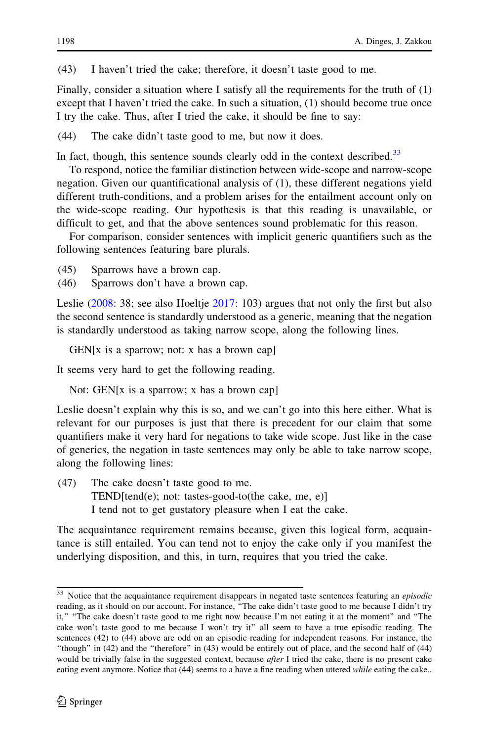(43) I haven't tried the cake; therefore, it doesn't taste good to me.

Finally, consider a situation where I satisfy all the requirements for the truth of (1) except that I haven't tried the cake. In such a situation, (1) should become true once I try the cake. Thus, after I tried the cake, it should be fine to say:

(44) The cake didn't taste good to me, but now it does.

In fact, though, this sentence sounds clearly odd in the context described.[33]

To respond, notice the familiar distinction between wide-scope and narrow-scope negation. Given our quantificational analysis of (1), these different negations yield different truth-conditions, and a problem arises for the entailment account only on the wide-scope reading. Our hypothesis is that this reading is unavailable, or difficult to get, and that the above sentences sound problematic for this reason.

For comparison, consider sentences with implicit generic quantifiers such as the following sentences featuring bare plurals.

(45) Sparrows have a brown cap.
(46) Sparrows don't have a brown cap.

Leslie (2008: 38; see also Hoeltje 2017: 103) argues that not only the first but also the second sentence is standardly understood as a generic, meaning that the negation is standardly understood as taking narrow scope, along the following lines.

GEN[x is a sparrow; not: x has a brown cap]

It seems very hard to get the following reading.

Not: GEN[x is a sparrow; x has a brown cap]

Leslie doesn't explain why this is so, and we can't go into this here either. What is relevant for our purposes is just that there is precedent for our claim that some quantifiers make it very hard for negations to take wide scope. Just like in the case of generics, the negation in taste sentences may only be able to take narrow scope, along the following lines:

(47) The cake doesn't taste good to me.
TEND[tend(e); not: tastes-good-to(the cake, me, e)]
I tend not to get gustatory pleasure when I eat the cake.

The acquaintance requirement remains because, given this logical form, acquaintance is still entailed. You can tend not to enjoy the cake only if you manifest the underlying disposition, and this, in turn, requires that you tried the cake.

[33] Notice that the acquaintance requirement disappears in negated taste sentences featuring an *episodic* reading, as it should on our account. For instance, "The cake didn't taste good to me because I didn't try it," "The cake doesn't taste good to me right now because I'm not eating it at the moment" and "The cake won't taste good to me because I won't try it" all seem to have a true episodic reading. The sentences (42) to (44) above are odd on an episodic reading for independent reasons. For instance, the "though" in (42) and the "therefore" in (43) would be entirely out of place, and the second half of (44) would be trivially false in the suggested context, because *after* I tried the cake, there is no present cake eating event anymore. Notice that (44) seems to a have a fine reading when uttered *while* eating the cake..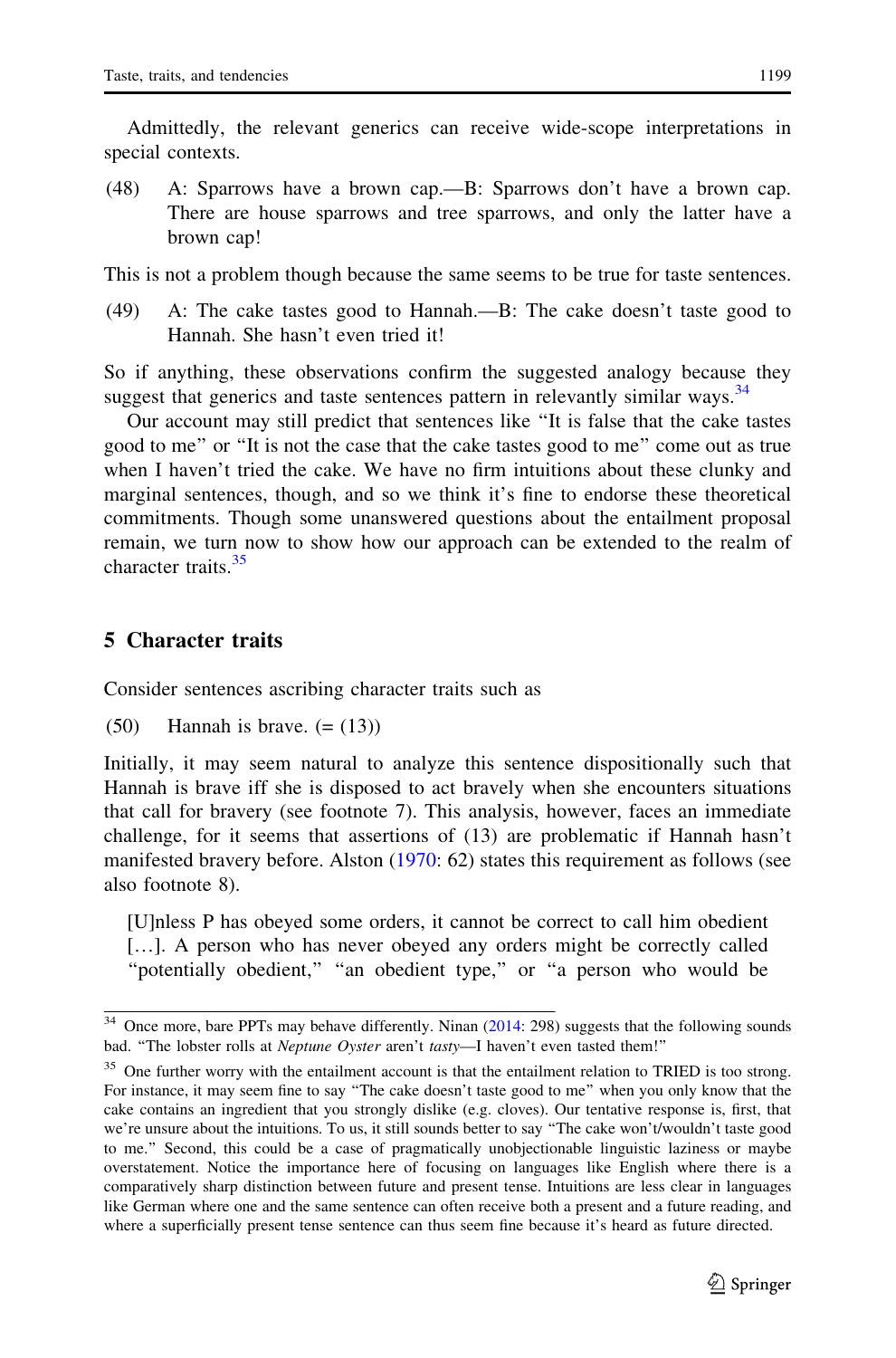Admittedly, the relevant generics can receive wide-scope interpretations in special contexts.

(48) A: Sparrows have a brown cap.—B: Sparrows don't have a brown cap. There are house sparrows and tree sparrows, and only the latter have a brown cap!

This is not a problem though because the same seems to be true for taste sentences.

(49) A: The cake tastes good to Hannah.—B: The cake doesn't taste good to Hannah. She hasn't even tried it!

So if anything, these observations confirm the suggested analogy because they suggest that generics and taste sentences pattern in relevantly similar ways.[34]

Our account may still predict that sentences like "It is false that the cake tastes good to me" or "It is not the case that the cake tastes good to me" come out as true when I haven't tried the cake. We have no firm intuitions about these clunky and marginal sentences, though, and so we think it's fine to endorse these theoretical commitments. Though some unanswered questions about the entailment proposal remain, we turn now to show how our approach can be extended to the realm of character traits.[35]

## 5 Character traits

Consider sentences ascribing character traits such as

(50) Hannah is brave. (= (13))

Initially, it may seem natural to analyze this sentence dispositionally such that Hannah is brave iff she is disposed to act bravely when she encounters situations that call for bravery (see footnote 7). This analysis, however, faces an immediate challenge, for it seems that assertions of (13) are problematic if Hannah hasn't manifested bravery before. Alston (1970: 62) states this requirement as follows (see also footnote 8).

> [U]nless P has obeyed some orders, it cannot be correct to call him obedient […]. A person who has never obeyed any orders might be correctly called "potentially obedient," "an obedient type," or "a person who would be

---

[34] Once more, bare PPTs may behave differently. Ninan (2014: 298) suggests that the following sounds bad. "The lobster rolls at *Neptune Oyster* aren't *tasty*—I haven't even tasted them!"

[35] One further worry with the entailment account is that the entailment relation to TRIED is too strong. For instance, it may seem fine to say "The cake doesn't taste good to me" when you only know that the cake contains an ingredient that you strongly dislike (e.g. cloves). Our tentative response is, first, that we're unsure about the intuitions. To us, it still sounds better to say "The cake won't/wouldn't taste good to me." Second, this could be a case of pragmatically unobjectionable linguistic laziness or maybe overstatement. Notice the importance here of focusing on languages like English where there is a comparatively sharp distinction between future and present tense. Intuitions are less clear in languages like German where one and the same sentence can often receive both a present and a future reading, and where a superficially present tense sentence can thus seem fine because it's heard as future directed.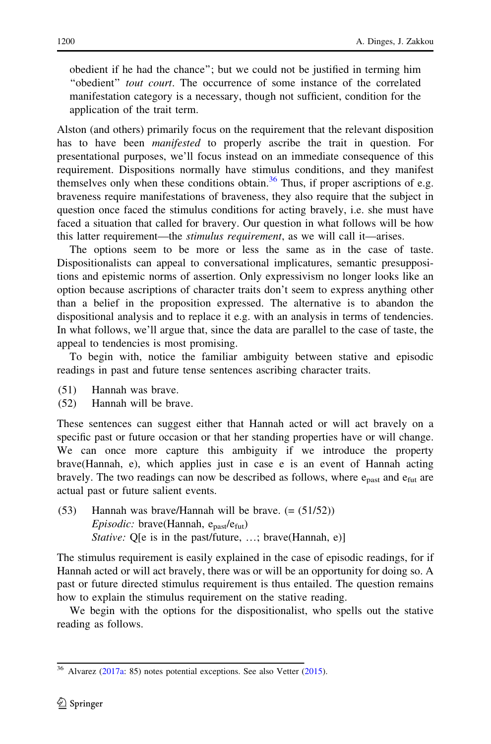obedient if he had the chance"; but we could not be justified in terming him "obedient" *tout court*. The occurrence of some instance of the correlated manifestation category is a necessary, though not sufficient, condition for the application of the trait term.

Alston (and others) primarily focus on the requirement that the relevant disposition has to have been *manifested* to properly ascribe the trait in question. For presentational purposes, we'll focus instead on an immediate consequence of this requirement. Dispositions normally have stimulus conditions, and they manifest themselves only when these conditions obtain.[36] Thus, if proper ascriptions of e.g. braveness require manifestations of braveness, they also require that the subject in question once faced the stimulus conditions for acting bravely, i.e. she must have faced a situation that called for bravery. Our question in what follows will be how this latter requirement—the *stimulus requirement*, as we will call it—arises.

The options seem to be more or less the same as in the case of taste. Dispositionalists can appeal to conversational implicatures, semantic presuppositions and epistemic norms of assertion. Only expressivism no longer looks like an option because ascriptions of character traits don't seem to express anything other than a belief in the proposition expressed. The alternative is to abandon the dispositional analysis and to replace it e.g. with an analysis in terms of tendencies. In what follows, we'll argue that, since the data are parallel to the case of taste, the appeal to tendencies is most promising.

To begin with, notice the familiar ambiguity between stative and episodic readings in past and future tense sentences ascribing character traits.

(51) Hannah was brave.
(52) Hannah will be brave.

These sentences can suggest either that Hannah acted or will act bravely on a specific past or future occasion or that her standing properties have or will change. We can once more capture this ambiguity if we introduce the property brave(Hannah, e), which applies just in case e is an event of Hannah acting bravely. The two readings can now be described as follows, where $e_{past}$ and $e_{fut}$ are actual past or future salient events.

(53) Hannah was brave/Hannah will be brave. (= (51/52))
*Episodic:* brave(Hannah, $e_{past}$/$e_{fut}$)
*Stative:* Q[e is in the past/future, …; brave(Hannah, e)]

The stimulus requirement is easily explained in the case of episodic readings, for if Hannah acted or will act bravely, there was or will be an opportunity for doing so. A past or future directed stimulus requirement is thus entailed. The question remains how to explain the stimulus requirement on the stative reading.

We begin with the options for the dispositionalist, who spells out the stative reading as follows.

[36] Alvarez (2017a: 85) notes potential exceptions. See also Vetter (2015).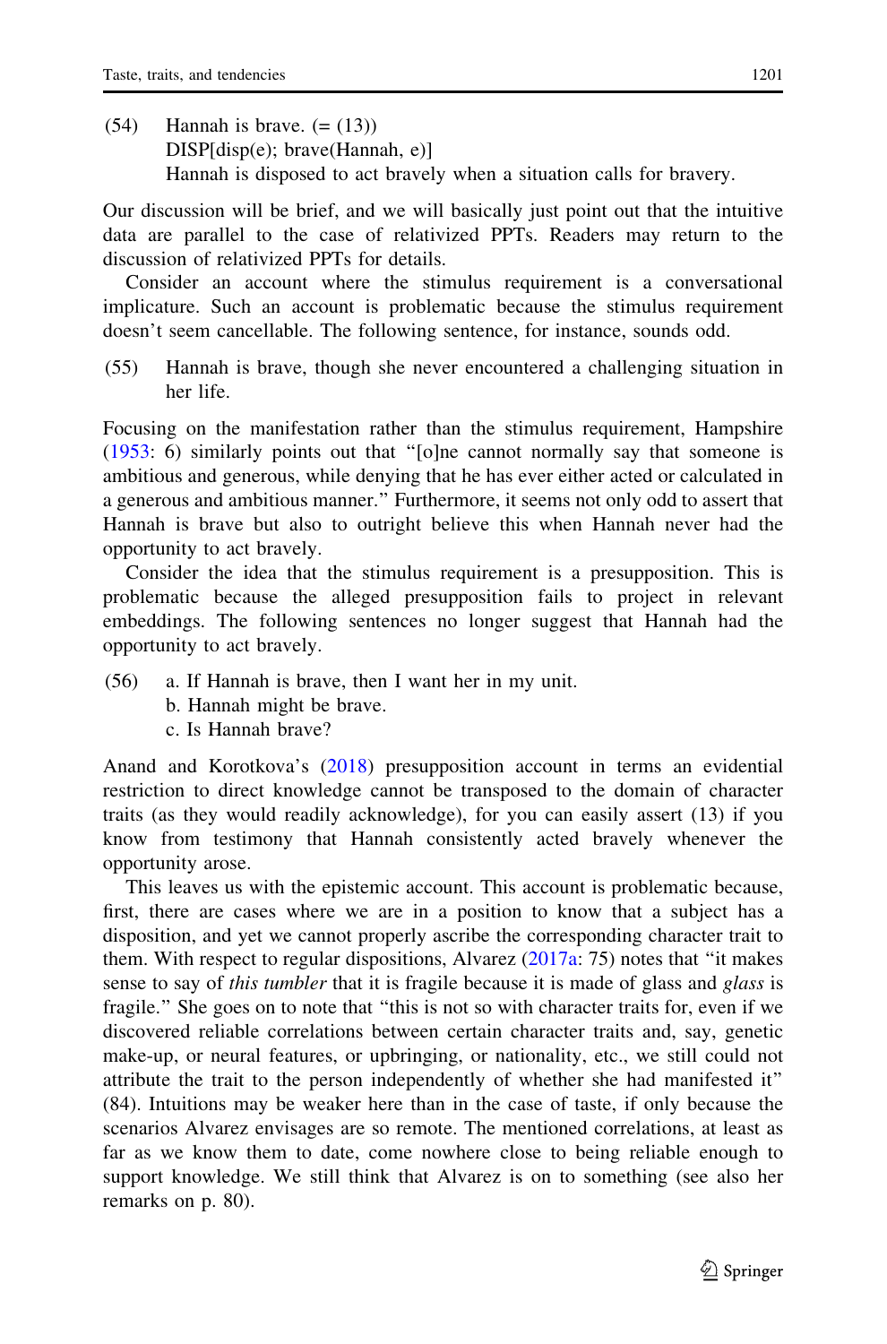(54) Hannah is brave. (= (13))
DISP[disp(e); brave(Hannah, e)]
Hannah is disposed to act bravely when a situation calls for bravery.

Our discussion will be brief, and we will basically just point out that the intuitive data are parallel to the case of relativized PPTs. Readers may return to the discussion of relativized PPTs for details.

Consider an account where the stimulus requirement is a conversational implicature. Such an account is problematic because the stimulus requirement doesn't seem cancellable. The following sentence, for instance, sounds odd.

(55) Hannah is brave, though she never encountered a challenging situation in her life.

Focusing on the manifestation rather than the stimulus requirement, Hampshire (1953: 6) similarly points out that "[o]ne cannot normally say that someone is ambitious and generous, while denying that he has ever either acted or calculated in a generous and ambitious manner." Furthermore, it seems not only odd to assert that Hannah is brave but also to outright believe this when Hannah never had the opportunity to act bravely.

Consider the idea that the stimulus requirement is a presupposition. This is problematic because the alleged presupposition fails to project in relevant embeddings. The following sentences no longer suggest that Hannah had the opportunity to act bravely.

(56) a. If Hannah is brave, then I want her in my unit.
b. Hannah might be brave.
c. Is Hannah brave?

Anand and Korotkova's (2018) presupposition account in terms an evidential restriction to direct knowledge cannot be transposed to the domain of character traits (as they would readily acknowledge), for you can easily assert (13) if you know from testimony that Hannah consistently acted bravely whenever the opportunity arose.

This leaves us with the epistemic account. This account is problematic because, first, there are cases where we are in a position to know that a subject has a disposition, and yet we cannot properly ascribe the corresponding character trait to them. With respect to regular dispositions, Alvarez (2017a: 75) notes that "it makes sense to say of *this tumbler* that it is fragile because it is made of glass and *glass* is fragile." She goes on to note that "this is not so with character traits for, even if we discovered reliable correlations between certain character traits and, say, genetic make-up, or neural features, or upbringing, or nationality, etc., we still could not attribute the trait to the person independently of whether she had manifested it" (84). Intuitions may be weaker here than in the case of taste, if only because the scenarios Alvarez envisages are so remote. The mentioned correlations, at least as far as we know them to date, come nowhere close to being reliable enough to support knowledge. We still think that Alvarez is on to something (see also her remarks on p. 80).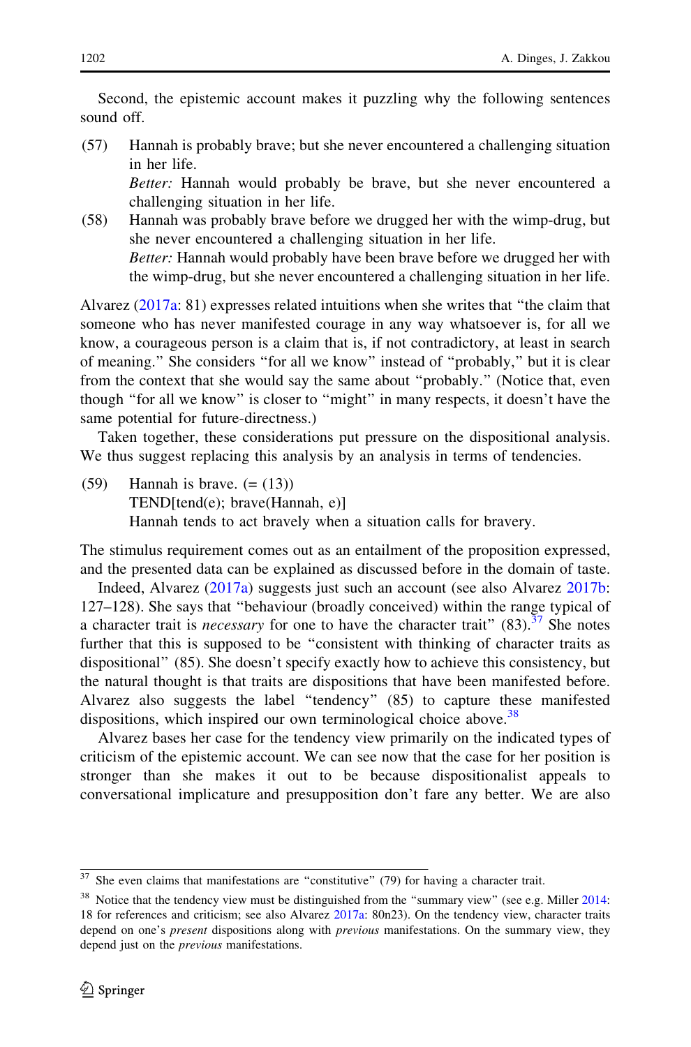Second, the epistemic account makes it puzzling why the following sentences sound off.

(57) Hannah is probably brave; but she never encountered a challenging situation in her life.
*Better:* Hannah would probably be brave, but she never encountered a challenging situation in her life.

(58) Hannah was probably brave before we drugged her with the wimp-drug, but she never encountered a challenging situation in her life.
*Better:* Hannah would probably have been brave before we drugged her with the wimp-drug, but she never encountered a challenging situation in her life.

Alvarez (2017a: 81) expresses related intuitions when she writes that "the claim that someone who has never manifested courage in any way whatsoever is, for all we know, a courageous person is a claim that is, if not contradictory, at least in search of meaning." She considers "for all we know" instead of "probably," but it is clear from the context that she would say the same about "probably." (Notice that, even though "for all we know" is closer to "might" in many respects, it doesn't have the same potential for future-directness.)

Taken together, these considerations put pressure on the dispositional analysis. We thus suggest replacing this analysis by an analysis in terms of tendencies.

(59) Hannah is brave. (= (13))
TEND[tend(e); brave(Hannah, e)]
Hannah tends to act bravely when a situation calls for bravery.

The stimulus requirement comes out as an entailment of the proposition expressed, and the presented data can be explained as discussed before in the domain of taste.

Indeed, Alvarez (2017a) suggests just such an account (see also Alvarez 2017b: 127–128). She says that "behaviour (broadly conceived) within the range typical of a character trait is *necessary* for one to have the character trait" (83).[37] She notes further that this is supposed to be "consistent with thinking of character traits as dispositional" (85). She doesn't specify exactly how to achieve this consistency, but the natural thought is that traits are dispositions that have been manifested before. Alvarez also suggests the label "tendency" (85) to capture these manifested dispositions, which inspired our own terminological choice above.[38]

Alvarez bases her case for the tendency view primarily on the indicated types of criticism of the epistemic account. We can see now that the case for her position is stronger than she makes it out to be because dispositionalist appeals to conversational implicature and presupposition don't fare any better. We are also

[37] She even claims that manifestations are "constitutive" (79) for having a character trait.

[38] Notice that the tendency view must be distinguished from the "summary view" (see e.g. Miller 2014: 18 for references and criticism; see also Alvarez 2017a: 80n23). On the tendency view, character traits depend on one's *present* dispositions along with *previous* manifestations. On the summary view, they depend just on the *previous* manifestations.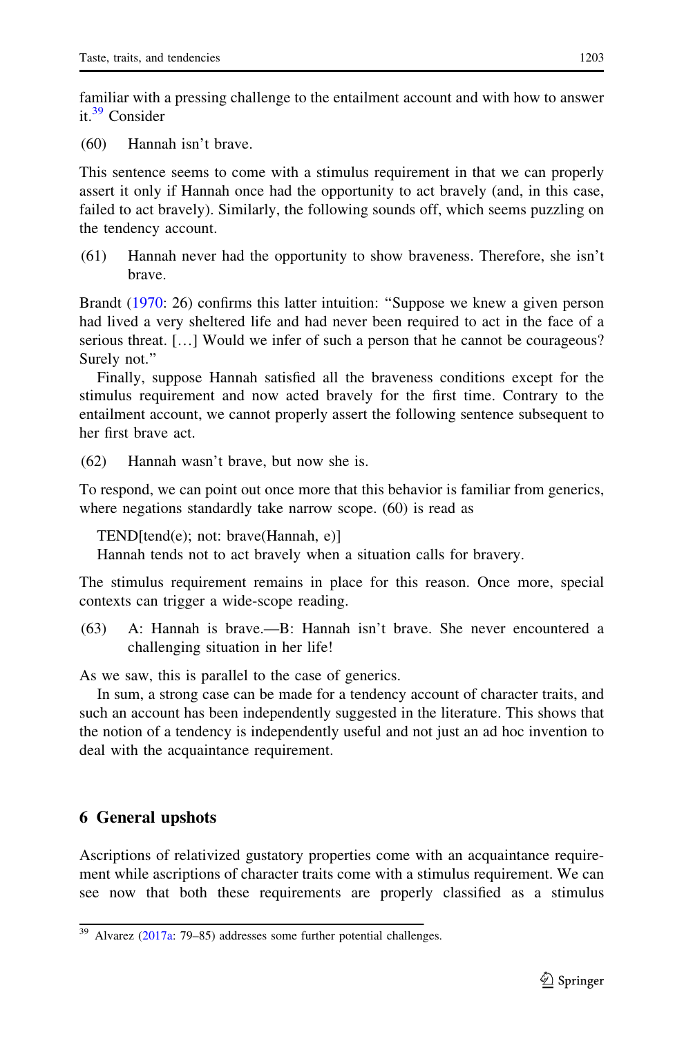familiar with a pressing challenge to the entailment account and with how to answer it.[39] Consider

(60) Hannah isn't brave.

This sentence seems to come with a stimulus requirement in that we can properly assert it only if Hannah once had the opportunity to act bravely (and, in this case, failed to act bravely). Similarly, the following sounds off, which seems puzzling on the tendency account.

(61) Hannah never had the opportunity to show braveness. Therefore, she isn't brave.

Brandt (1970: 26) confirms this latter intuition: "Suppose we knew a given person had lived a very sheltered life and had never been required to act in the face of a serious threat. […] Would we infer of such a person that he cannot be courageous? Surely not."

Finally, suppose Hannah satisfied all the braveness conditions except for the stimulus requirement and now acted bravely for the first time. Contrary to the entailment account, we cannot properly assert the following sentence subsequent to her first brave act.

(62) Hannah wasn't brave, but now she is.

To respond, we can point out once more that this behavior is familiar from generics, where negations standardly take narrow scope. (60) is read as

TEND[tend(e); not: brave(Hannah, e)]
Hannah tends not to act bravely when a situation calls for bravery.

The stimulus requirement remains in place for this reason. Once more, special contexts can trigger a wide-scope reading.

(63) A: Hannah is brave.—B: Hannah isn't brave. She never encountered a challenging situation in her life!

As we saw, this is parallel to the case of generics.

In sum, a strong case can be made for a tendency account of character traits, and such an account has been independently suggested in the literature. This shows that the notion of a tendency is independently useful and not just an ad hoc invention to deal with the acquaintance requirement.

## 6 General upshots

Ascriptions of relativized gustatory properties come with an acquaintance requirement while ascriptions of character traits come with a stimulus requirement. We can see now that both these requirements are properly classified as a stimulus

[39] Alvarez (2017a: 79–85) addresses some further potential challenges.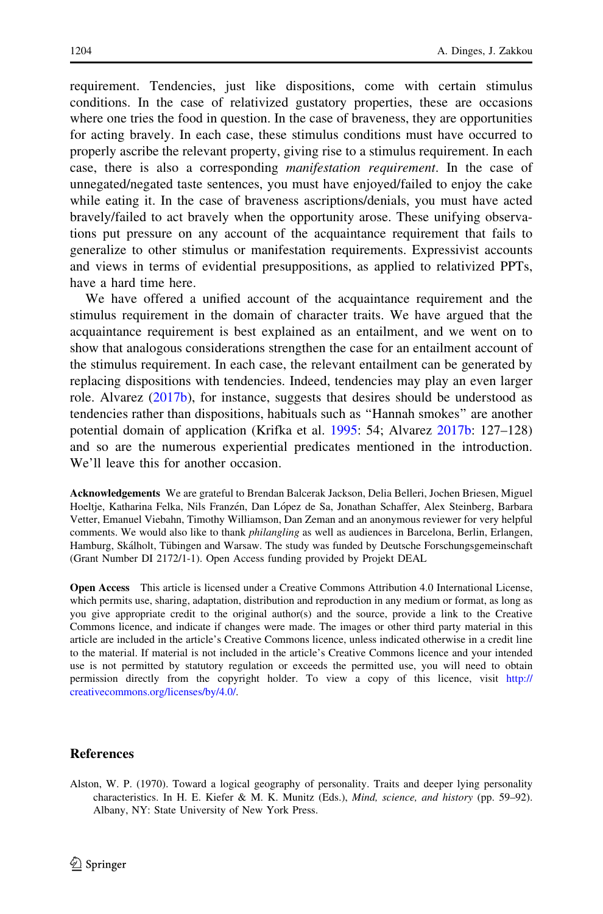requirement. Tendencies, just like dispositions, come with certain stimulus conditions. In the case of relativized gustatory properties, these are occasions where one tries the food in question. In the case of braveness, they are opportunities for acting bravely. In each case, these stimulus conditions must have occurred to properly ascribe the relevant property, giving rise to a stimulus requirement. In each case, there is also a corresponding *manifestation requirement*. In the case of unnegated/negated taste sentences, you must have enjoyed/failed to enjoy the cake while eating it. In the case of braveness ascriptions/denials, you must have acted bravely/failed to act bravely when the opportunity arose. These unifying observations put pressure on any account of the acquaintance requirement that fails to generalize to other stimulus or manifestation requirements. Expressivist accounts and views in terms of evidential presuppositions, as applied to relativized PPTs, have a hard time here.

We have offered a unified account of the acquaintance requirement and the stimulus requirement in the domain of character traits. We have argued that the acquaintance requirement is best explained as an entailment, and we went on to show that analogous considerations strengthen the case for an entailment account of the stimulus requirement. In each case, the relevant entailment can be generated by replacing dispositions with tendencies. Indeed, tendencies may play an even larger role. Alvarez (2017b), for instance, suggests that desires should be understood as tendencies rather than dispositions, habituals such as "Hannah smokes" are another potential domain of application (Krifka et al. 1995: 54; Alvarez 2017b: 127–128) and so are the numerous experiential predicates mentioned in the introduction. We'll leave this for another occasion.

**Acknowledgements** We are grateful to Brendan Balcerak Jackson, Delia Belleri, Jochen Briesen, Miguel Hoeltje, Katharina Felka, Nils Franzén, Dan López de Sa, Jonathan Schaffer, Alex Steinberg, Barbara Vetter, Emanuel Viebahn, Timothy Williamson, Dan Zeman and an anonymous reviewer for very helpful comments. We would also like to thank *philangling* as well as audiences in Barcelona, Berlin, Erlangen, Hamburg, Skálholt, Tübingen and Warsaw. The study was funded by Deutsche Forschungsgemeinschaft (Grant Number DI 2172/1-1). Open Access funding provided by Projekt DEAL

**Open Access** This article is licensed under a Creative Commons Attribution 4.0 International License, which permits use, sharing, adaptation, distribution and reproduction in any medium or format, as long as you give appropriate credit to the original author(s) and the source, provide a link to the Creative Commons licence, and indicate if changes were made. The images or other third party material in this article are included in the article's Creative Commons licence, unless indicated otherwise in a credit line to the material. If material is not included in the article's Creative Commons licence and your intended use is not permitted by statutory regulation or exceeds the permitted use, you will need to obtain permission directly from the copyright holder. To view a copy of this licence, visit http://creativecommons.org/licenses/by/4.0/.

## References

Alston, W. P. (1970). Toward a logical geography of personality. Traits and deeper lying personality characteristics. In H. E. Kiefer & M. K. Munitz (Eds.), *Mind, science, and history* (pp. 59–92). Albany, NY: State University of New York Press.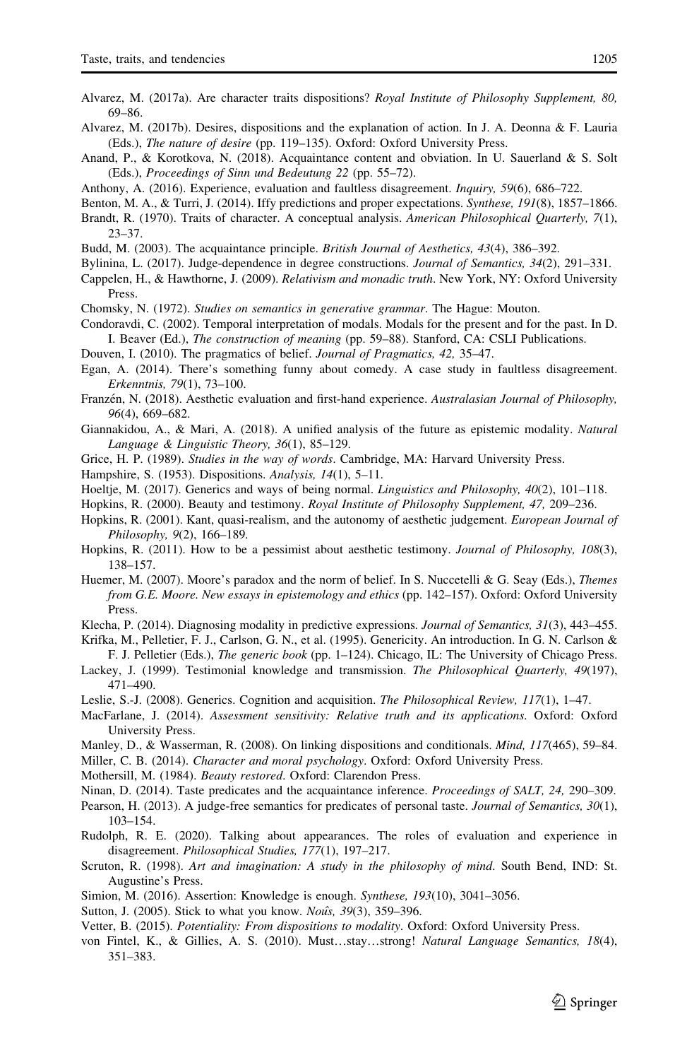Alvarez, M. (2017a). Are character traits dispositions? *Royal Institute of Philosophy Supplement, 80,* 69–86.

Alvarez, M. (2017b). Desires, dispositions and the explanation of action. In J. A. Deonna & F. Lauria (Eds.), *The nature of desire* (pp. 119–135). Oxford: Oxford University Press.

Anand, P., & Korotkova, N. (2018). Acquaintance content and obviation. In U. Sauerland & S. Solt (Eds.), *Proceedings of Sinn und Bedeutung 22* (pp. 55–72).

Anthony, A. (2016). Experience, evaluation and faultless disagreement. *Inquiry, 59*(6), 686–722.

Benton, M. A., & Turri, J. (2014). Iffy predictions and proper expectations. *Synthese, 191*(8), 1857–1866.

Brandt, R. (1970). Traits of character. A conceptual analysis. *American Philosophical Quarterly, 7*(1), 23–37.

Budd, M. (2003). The acquaintance principle. *British Journal of Aesthetics, 43*(4), 386–392.

Bylinina, L. (2017). Judge-dependence in degree constructions. *Journal of Semantics, 34*(2), 291–331.

Cappelen, H., & Hawthorne, J. (2009). *Relativism and monadic truth*. New York, NY: Oxford University Press.

Chomsky, N. (1972). *Studies on semantics in generative grammar*. The Hague: Mouton.

Condoravdi, C. (2002). Temporal interpretation of modals. Modals for the present and for the past. In D. I. Beaver (Ed.), *The construction of meaning* (pp. 59–88). Stanford, CA: CSLI Publications.

Douven, I. (2010). The pragmatics of belief. *Journal of Pragmatics, 42,* 35–47.

Egan, A. (2014). There's something funny about comedy. A case study in faultless disagreement. *Erkenntnis, 79*(1), 73–100.

Franzén, N. (2018). Aesthetic evaluation and first-hand experience. *Australasian Journal of Philosophy, 96*(4), 669–682.

Giannakidou, A., & Mari, A. (2018). A unified analysis of the future as epistemic modality. *Natural Language & Linguistic Theory, 36*(1), 85–129.

Grice, H. P. (1989). *Studies in the way of words*. Cambridge, MA: Harvard University Press.

Hampshire, S. (1953). Dispositions. *Analysis, 14*(1), 5–11.

Hoeltje, M. (2017). Generics and ways of being normal. *Linguistics and Philosophy, 40*(2), 101–118.

Hopkins, R. (2000). Beauty and testimony. *Royal Institute of Philosophy Supplement, 47,* 209–236.

Hopkins, R. (2001). Kant, quasi-realism, and the autonomy of aesthetic judgement. *European Journal of Philosophy, 9*(2), 166–189.

Hopkins, R. (2011). How to be a pessimist about aesthetic testimony. *Journal of Philosophy, 108*(3), 138–157.

Huemer, M. (2007). Moore's paradox and the norm of belief. In S. Nuccetelli & G. Seay (Eds.), *Themes from G.E. Moore. New essays in epistemology and ethics* (pp. 142–157). Oxford: Oxford University Press.

Klecha, P. (2014). Diagnosing modality in predictive expressions. *Journal of Semantics, 31*(3), 443–455.

Krifka, M., Pelletier, F. J., Carlson, G. N., et al. (1995). Genericity. An introduction. In G. N. Carlson & F. J. Pelletier (Eds.), *The generic book* (pp. 1–124). Chicago, IL: The University of Chicago Press.

Lackey, J. (1999). Testimonial knowledge and transmission. *The Philosophical Quarterly, 49*(197), 471–490.

Leslie, S.-J. (2008). Generics. Cognition and acquisition. *The Philosophical Review, 117*(1), 1–47.

MacFarlane, J. (2014). *Assessment sensitivity: Relative truth and its applications*. Oxford: Oxford University Press.

Manley, D., & Wasserman, R. (2008). On linking dispositions and conditionals. *Mind, 117*(465), 59–84.

Miller, C. B. (2014). *Character and moral psychology*. Oxford: Oxford University Press.

Mothersill, M. (1984). *Beauty restored*. Oxford: Clarendon Press.

Ninan, D. (2014). Taste predicates and the acquaintance inference. *Proceedings of SALT, 24,* 290–309.

Pearson, H. (2013). A judge-free semantics for predicates of personal taste. *Journal of Semantics, 30*(1), 103–154.

Rudolph, R. E. (2020). Talking about appearances. The roles of evaluation and experience in disagreement. *Philosophical Studies, 177*(1), 197–217.

Scruton, R. (1998). *Art and imagination: A study in the philosophy of mind*. South Bend, IND: St. Augustine's Press.

Simion, M. (2016). Assertion: Knowledge is enough. *Synthese, 193*(10), 3041–3056.

Sutton, J. (2005). Stick to what you know. *Noûs, 39*(3), 359–396.

Vetter, B. (2015). *Potentiality: From dispositions to modality*. Oxford: Oxford University Press.

von Fintel, K., & Gillies, A. S. (2010). Must…stay…strong! *Natural Language Semantics, 18*(4), 351–383.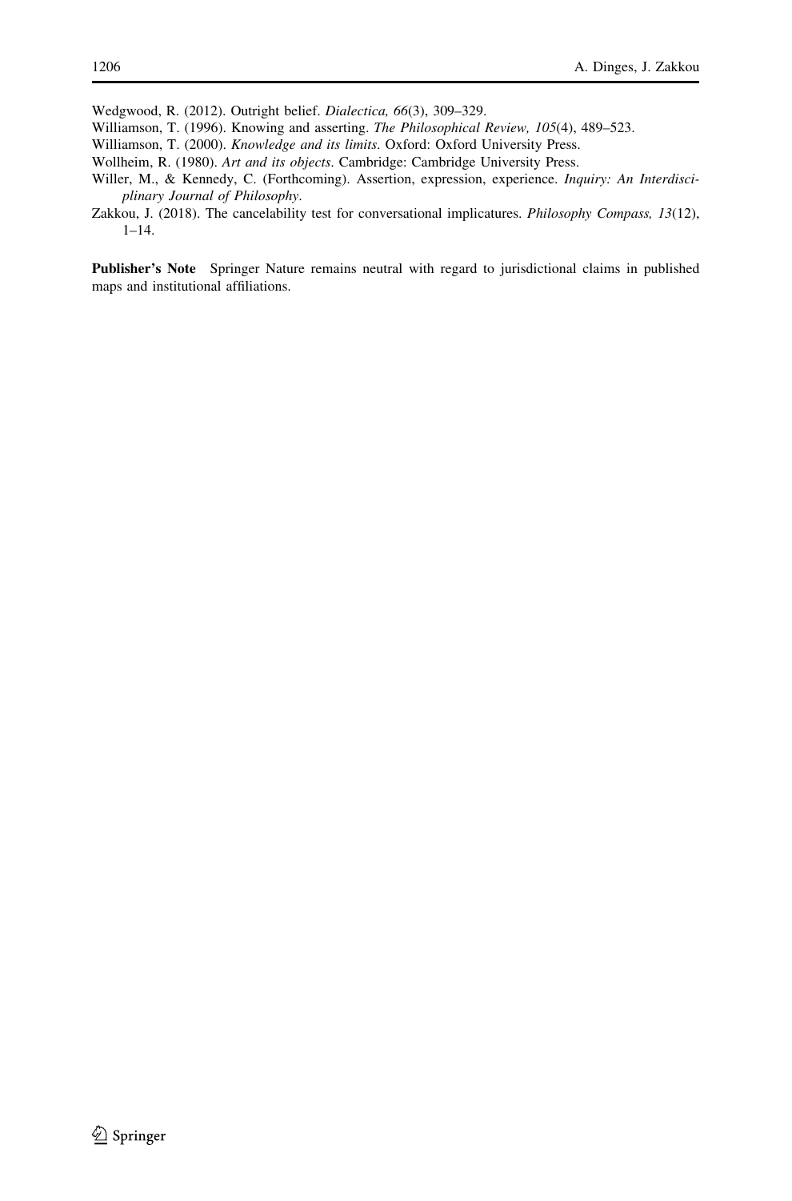Wedgwood, R. (2012). Outright belief. *Dialectica, 66*(3), 309–329.

Williamson, T. (1996). Knowing and asserting. *The Philosophical Review, 105*(4), 489–523.

Williamson, T. (2000). *Knowledge and its limits*. Oxford: Oxford University Press.

Wollheim, R. (1980). *Art and its objects*. Cambridge: Cambridge University Press.

Willer, M., & Kennedy, C. (Forthcoming). Assertion, expression, experience. *Inquiry: An Interdisciplinary Journal of Philosophy*.

Zakkou, J. (2018). The cancelability test for conversational implicatures. *Philosophy Compass, 13*(12), 1–14.

**Publisher's Note** Springer Nature remains neutral with regard to jurisdictional claims in published maps and institutional affiliations.